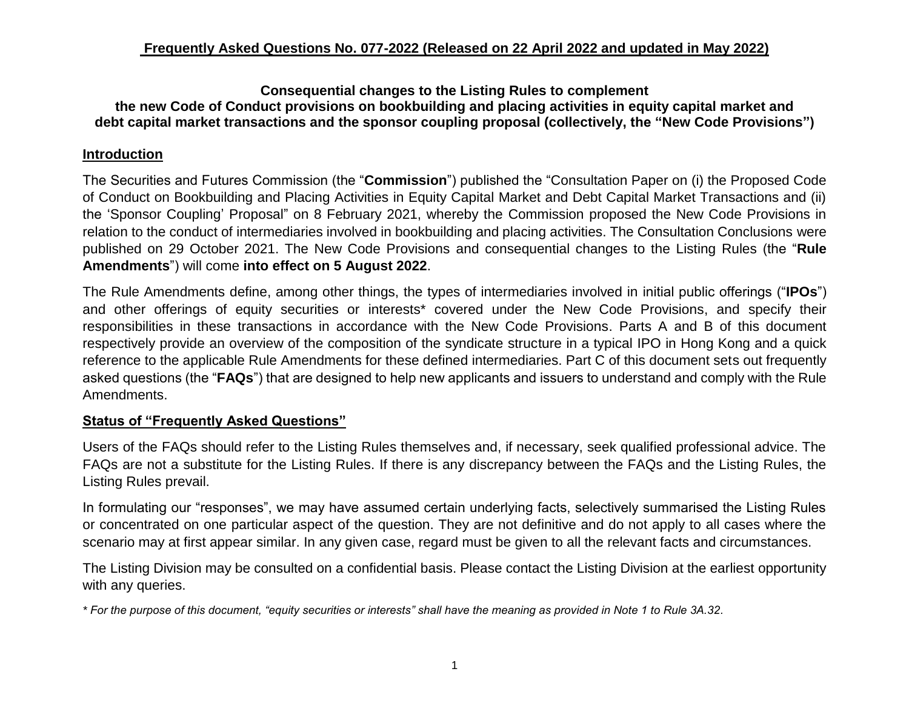## Frequently Asked Questions No. 077-2022 (Released on 22 April 2022 and updated in May 2022)

**Consequential changes to the Listing Rules to complement the new Code of Conduct provisions on bookbuilding and placing activities in equity capital market and debt capital market transactions and the sponsor coupling proposal (collectively, the "New Code Provisions")**

### Introduction

The Securities and Futures Commission (the "**Commission**") published the "Consultation Paper on (i) the Proposed Code of Conduct on Bookbuilding and Placing Activities in Equity Capital Market and Debt Capital Market Transactions and (ii) the 'Sponsor Coupling' Proposal" on 8 February 2021, whereby the Commission proposed the New Code Provisions in relation to the conduct of intermediaries involved in bookbuilding and placing activities. The Consultation Conclusions were published on 29 October 2021. The New Code Provisions and consequential changes to the Listing Rules (the "**Rule Amendments**") will come **into effect on 5 August 2022**.

The Rule Amendments define, among other things, the types of intermediaries involved in initial public offerings ("**IPOs**") and other offerings of equity securities or interests* covered under the New Code Provisions, and specify their responsibilities in these transactions in accordance with the New Code Provisions. Parts A and B of this document respectively provide an overview of the composition of the syndicate structure in a typical IPO in Hong Kong and a quick reference to the applicable Rule Amendments for these defined intermediaries. Part C of this document sets out frequently asked questions (the "**FAQs**") that are designed to help new applicants and issuers to understand and comply with the Rule Amendments.

### Status of "Frequently Asked Questions"

Users of the FAQs should refer to the Listing Rules themselves and, if necessary, seek qualified professional advice. The FAQs are not a substitute for the Listing Rules. If there is any discrepancy between the FAQs and the Listing Rules, the Listing Rules prevail.

In formulating our "responses", we may have assumed certain underlying facts, selectively summarised the Listing Rules or concentrated on one particular aspect of the question. They are not definitive and do not apply to all cases where the scenario may at first appear similar. In any given case, regard must be given to all the relevant facts and circumstances.

The Listing Division may be consulted on a confidential basis. Please contact the Listing Division at the earliest opportunity with any queries.

*\* For the purpose of this document, "equity securities or interests" shall have the meaning as provided in Note 1 to Rule 3A.32.*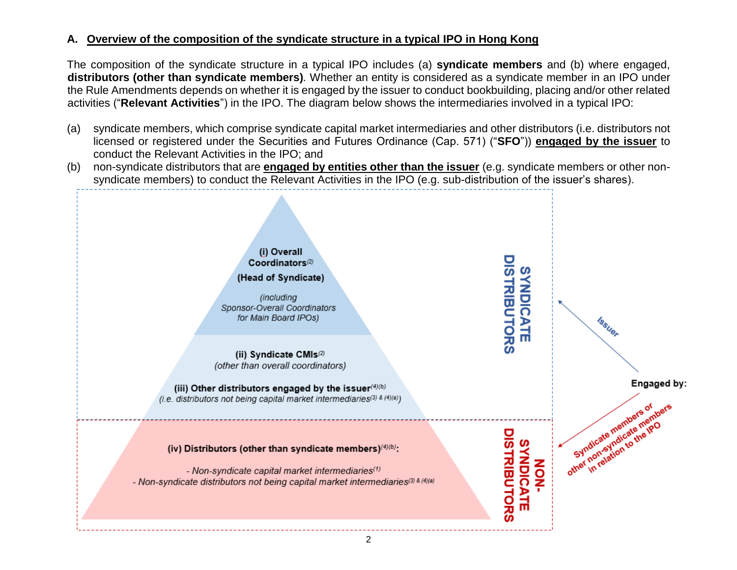## A. Overview of the composition of the syndicate structure in a typical IPO in Hong Kong

The composition of the syndicate structure in a typical IPO includes (a) **syndicate members** and (b) where engaged, **distributors (other than syndicate members)**. Whether an entity is considered as a syndicate member in an IPO under the Rule Amendments depends on whether it is engaged by the issuer to conduct bookbuilding, placing and/or other related activities ("**Relevant Activities**") in the IPO. The diagram below shows the intermediaries involved in a typical IPO:

(a) syndicate members, which comprise syndicate capital market intermediaries and other distributors (i.e. distributors not licensed or registered under the Securities and Futures Ordinance (Cap. 571) ("**SFO**")) **engaged by the issuer** to conduct the Relevant Activities in the IPO; and

(b) non-syndicate distributors that are **engaged by entities other than the issuer** (e.g. syndicate members or other non-syndicate members) to conduct the Relevant Activities in the IPO (e.g. sub-distribution of the issuer's shares).

**SYNDICATE DISTRIBUTORS** (Engaged by: Issuer)

- **(i) Overall Coordinators**[2] **(Head of Syndicate)** *(including Sponsor-Overall Coordinators for Main Board IPOs)*
- **(ii) Syndicate CMIs**[2] *(other than overall coordinators)*
- **(iii) Other distributors engaged by the issuer**[(4)(b)] *(i.e. distributors not being capital market intermediaries*[(3) & (4)(a)]*)*

**NON-SYNDICATE DISTRIBUTORS** (Engaged by: Syndicate members or other non-syndicate members in relation to the IPO)

- **(iv) Distributors (other than syndicate members)**[(4)(b)]**:**
  - *Non-syndicate capital market intermediaries*[(1)]
  - *Non-syndicate distributors not being capital market intermediaries*[(3) & (4)(a)]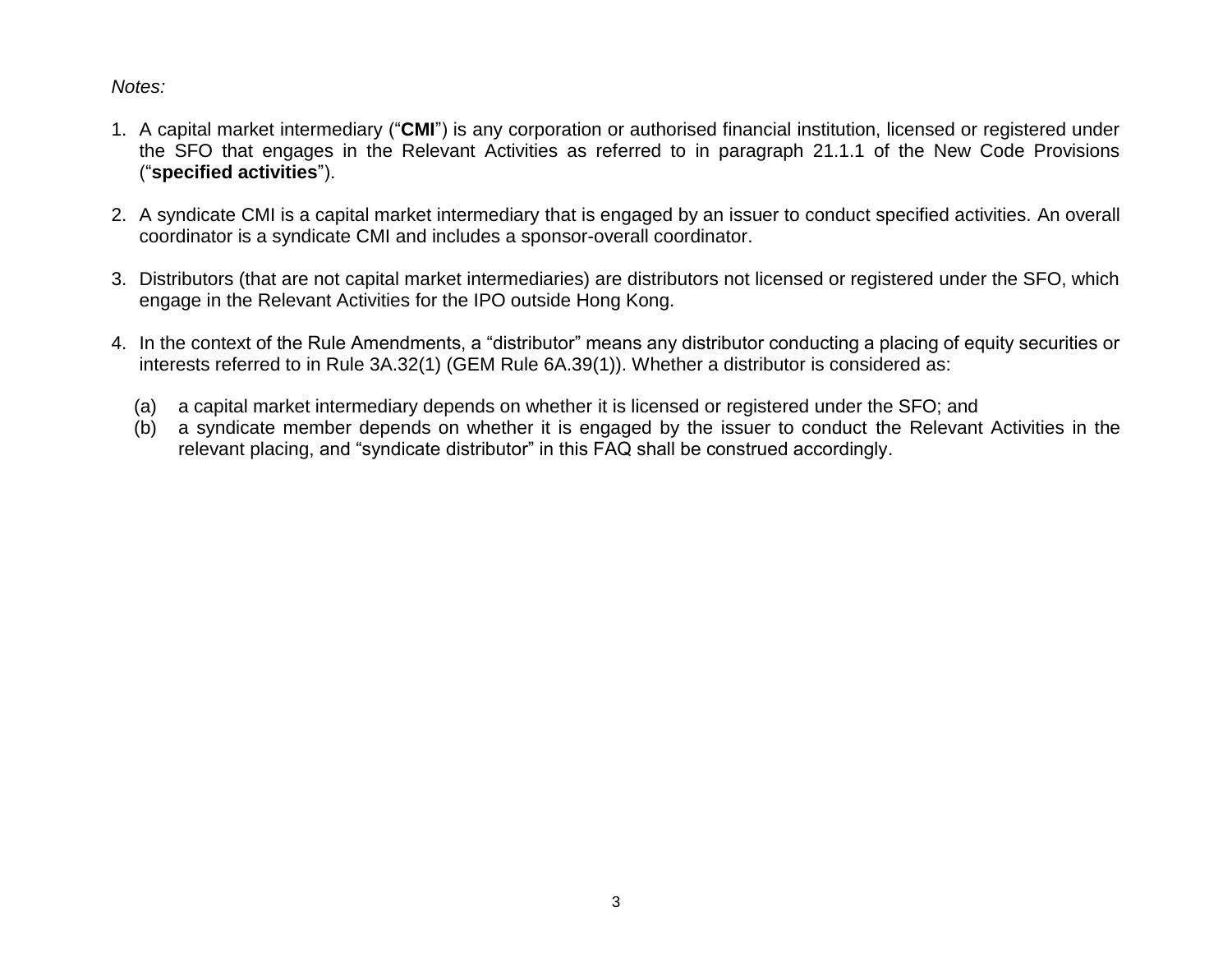*Notes:*

1. A capital market intermediary ("**CMI**") is any corporation or authorised financial institution, licensed or registered under the SFO that engages in the Relevant Activities as referred to in paragraph 21.1.1 of the New Code Provisions ("**specified activities**").

2. A syndicate CMI is a capital market intermediary that is engaged by an issuer to conduct specified activities. An overall coordinator is a syndicate CMI and includes a sponsor-overall coordinator.

3. Distributors (that are not capital market intermediaries) are distributors not licensed or registered under the SFO, which engage in the Relevant Activities for the IPO outside Hong Kong.

4. In the context of the Rule Amendments, a "distributor" means any distributor conducting a placing of equity securities or interests referred to in Rule 3A.32(1) (GEM Rule 6A.39(1)). Whether a distributor is considered as:

   (a) a capital market intermediary depends on whether it is licensed or registered under the SFO; and

   (b) a syndicate member depends on whether it is engaged by the issuer to conduct the Relevant Activities in the relevant placing, and "syndicate distributor" in this FAQ shall be construed accordingly.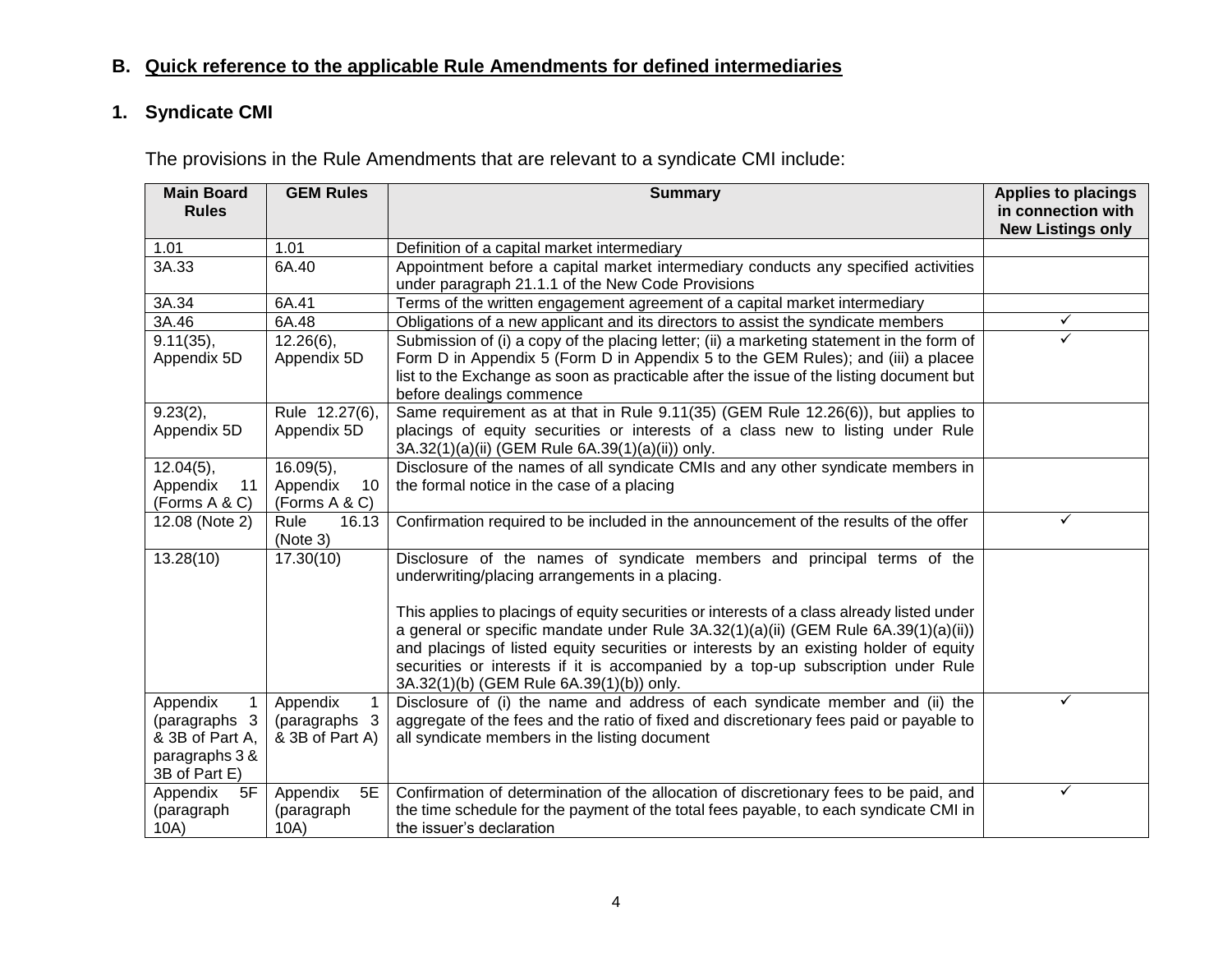## B. Quick reference to the applicable Rule Amendments for defined intermediaries

### 1. Syndicate CMI

The provisions in the Rule Amendments that are relevant to a syndicate CMI include:

| Main Board Rules | GEM Rules | Summary | Applies to placings in connection with New Listings only |
|---|---|---|---|
| 1.01 | 1.01 | Definition of a capital market intermediary | |
| 3A.33 | 6A.40 | Appointment before a capital market intermediary conducts any specified activities under paragraph 21.1.1 of the New Code Provisions | |
| 3A.34 | 6A.41 | Terms of the written engagement agreement of a capital market intermediary | |
| 3A.46 | 6A.48 | Obligations of a new applicant and its directors to assist the syndicate members | ✓ |
| 9.11(35), Appendix 5D | 12.26(6), Appendix 5D | Submission of (i) a copy of the placing letter; (ii) a marketing statement in the form of Form D in Appendix 5 (Form D in Appendix 5 to the GEM Rules); and (iii) a placee list to the Exchange as soon as practicable after the issue of the listing document but before dealings commence | ✓ |
| 9.23(2), Appendix 5D | Rule 12.27(6), Appendix 5D | Same requirement as at that in Rule 9.11(35) (GEM Rule 12.26(6)), but applies to placings of equity securities or interests of a class new to listing under Rule 3A.32(1)(a)(ii) (GEM Rule 6A.39(1)(a)(ii)) only. | |
| 12.04(5), Appendix 11 (Forms A & C) | 16.09(5), Appendix 10 (Forms A & C) | Disclosure of the names of all syndicate CMIs and any other syndicate members in the formal notice in the case of a placing | |
| 12.08 (Note 2) | Rule 16.13 (Note 3) | Confirmation required to be included in the announcement of the results of the offer | ✓ |
| 13.28(10) | 17.30(10) | Disclosure of the names of syndicate members and principal terms of the underwriting/placing arrangements in a placing.<br><br>This applies to placings of equity securities or interests of a class already listed under a general or specific mandate under Rule 3A.32(1)(a)(ii) (GEM Rule 6A.39(1)(a)(ii)) and placings of listed equity securities or interests by an existing holder of equity securities or interests if it is accompanied by a top-up subscription under Rule 3A.32(1)(b) (GEM Rule 6A.39(1)(b)) only. | |
| Appendix 1 (paragraphs 3 & 3B of Part A, paragraphs 3 & 3B of Part E) | Appendix 1 (paragraphs 3 & 3B of Part A) | Disclosure of (i) the name and address of each syndicate member and (ii) the aggregate of the fees and the ratio of fixed and discretionary fees paid or payable to all syndicate members in the listing document | ✓ |
| Appendix 5F (paragraph 10A) | Appendix 5E (paragraph 10A) | Confirmation of determination of the allocation of discretionary fees to be paid, and the time schedule for the payment of the total fees payable, to each syndicate CMI in the issuer's declaration | ✓ |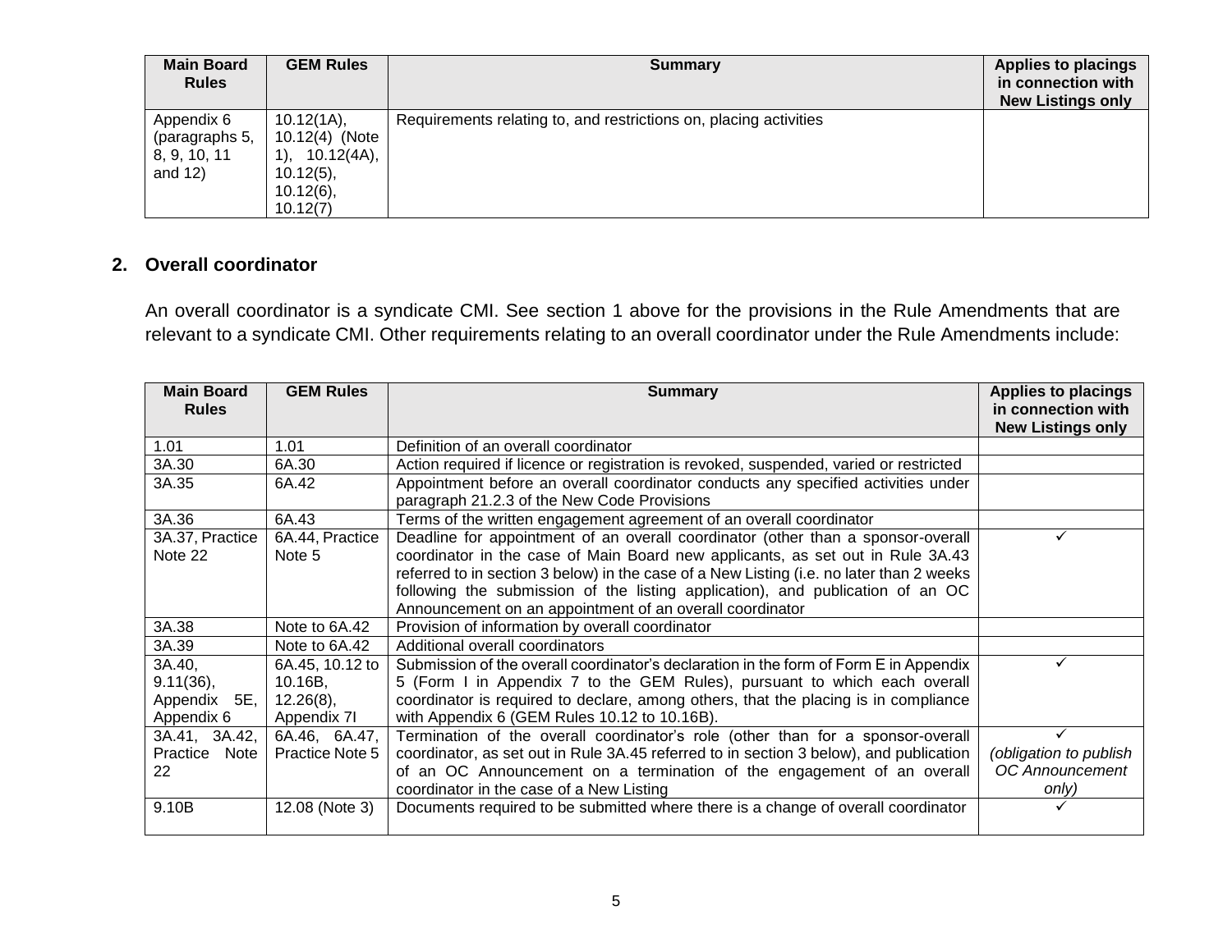| Main Board Rules | GEM Rules | Summary | Applies to placings in connection with New Listings only |
|---|---|---|---|
| Appendix 6 (paragraphs 5, 8, 9, 10, 11 and 12) | 10.12(1A), 10.12(4) (Note 1), 10.12(4A), 10.12(5), 10.12(6), 10.12(7) | Requirements relating to, and restrictions on, placing activities | |

## 2. Overall coordinator

An overall coordinator is a syndicate CMI. See section 1 above for the provisions in the Rule Amendments that are relevant to a syndicate CMI. Other requirements relating to an overall coordinator under the Rule Amendments include:

| Main Board Rules | GEM Rules | Summary | Applies to placings in connection with New Listings only |
|---|---|---|---|
| 1.01 | 1.01 | Definition of an overall coordinator | |
| 3A.30 | 6A.30 | Action required if licence or registration is revoked, suspended, varied or restricted | |
| 3A.35 | 6A.42 | Appointment before an overall coordinator conducts any specified activities under paragraph 21.2.3 of the New Code Provisions | |
| 3A.36 | 6A.43 | Terms of the written engagement agreement of an overall coordinator | |
| 3A.37, Practice Note 22 | 6A.44, Practice Note 5 | Deadline for appointment of an overall coordinator (other than a sponsor-overall coordinator in the case of Main Board new applicants, as set out in Rule 3A.43 referred to in section 3 below) in the case of a New Listing (i.e. no later than 2 weeks following the submission of the listing application), and publication of an OC Announcement on an appointment of an overall coordinator | ✓ |
| 3A.38 | Note to 6A.42 | Provision of information by overall coordinator | |
| 3A.39 | Note to 6A.42 | Additional overall coordinators | |
| 3A.40, 9.11(36), Appendix 5E, Appendix 6 | 6A.45, 10.12 to 10.16B, 12.26(8), Appendix 7I | Submission of the overall coordinator's declaration in the form of Form E in Appendix 5 (Form I in Appendix 7 to the GEM Rules), pursuant to which each overall coordinator is required to declare, among others, that the placing is in compliance with Appendix 6 (GEM Rules 10.12 to 10.16B). | ✓ |
| 3A.41, 3A.42, Practice Note 22 | 6A.46, 6A.47, Practice Note 5 | Termination of the overall coordinator's role (other than for a sponsor-overall coordinator, as set out in Rule 3A.45 referred to in section 3 below), and publication of an OC Announcement on a termination of the engagement of an overall coordinator in the case of a New Listing | ✓ *(obligation to publish OC Announcement only)* |
| 9.10B | 12.08 (Note 3) | Documents required to be submitted where there is a change of overall coordinator | ✓ |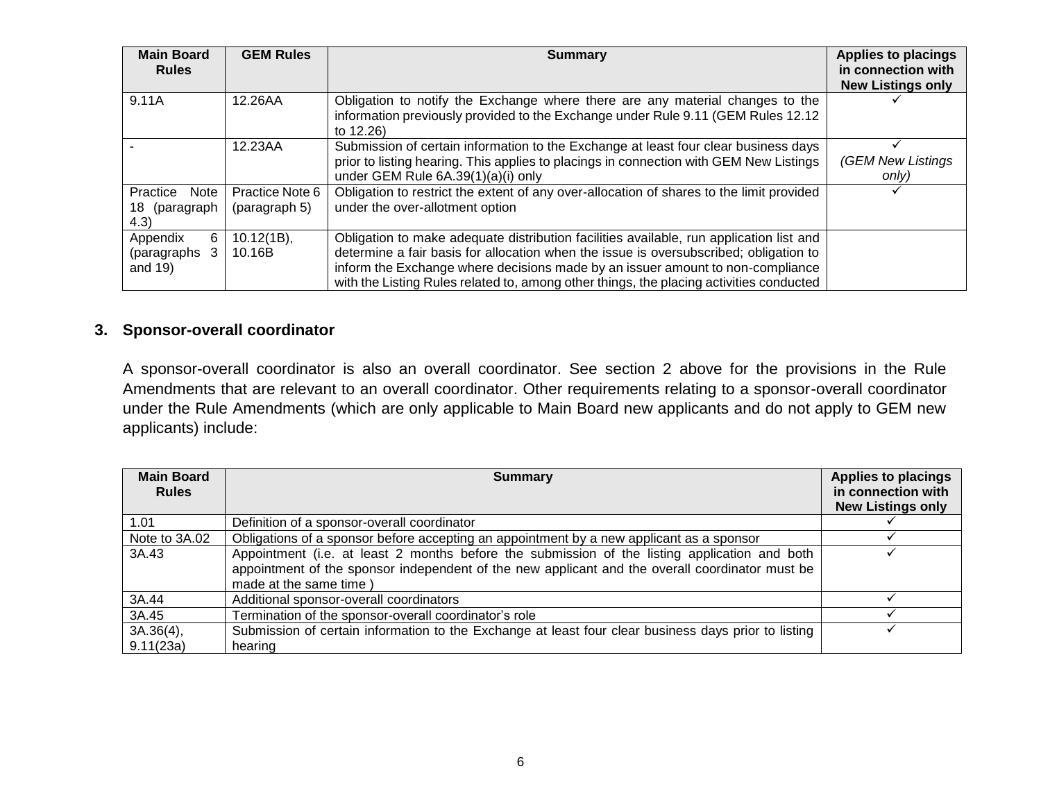| Main Board Rules | GEM Rules | Summary | Applies to placings in connection with New Listings only |
|---|---|---|---|
| 9.11A | 12.26AA | Obligation to notify the Exchange where there are any material changes to the information previously provided to the Exchange under Rule 9.11 (GEM Rules 12.12 to 12.26) | ✓ |
| - | 12.23AA | Submission of certain information to the Exchange at least four clear business days prior to listing hearing. This applies to placings in connection with GEM New Listings under GEM Rule 6A.39(1)(a)(i) only | ✓ *(GEM New Listings only)* |
| Practice Note 18 (paragraph 4.3) | Practice Note 6 (paragraph 5) | Obligation to restrict the extent of any over-allocation of shares to the limit provided under the over-allotment option | ✓ |
| Appendix 6 (paragraphs 3 and 19) | 10.12(1B), 10.16B | Obligation to make adequate distribution facilities available, run application list and determine a fair basis for allocation when the issue is oversubscribed; obligation to inform the Exchange where decisions made by an issuer amount to non-compliance with the Listing Rules related to, among other things, the placing activities conducted | |

## 3. Sponsor-overall coordinator

A sponsor-overall coordinator is also an overall coordinator. See section 2 above for the provisions in the Rule Amendments that are relevant to an overall coordinator. Other requirements relating to a sponsor-overall coordinator under the Rule Amendments (which are only applicable to Main Board new applicants and do not apply to GEM new applicants) include:

| Main Board Rules | Summary | Applies to placings in connection with New Listings only |
|---|---|---|
| 1.01 | Definition of a sponsor-overall coordinator | ✓ |
| Note to 3A.02 | Obligations of a sponsor before accepting an appointment by a new applicant as a sponsor | ✓ |
| 3A.43 | Appointment (i.e. at least 2 months before the submission of the listing application and both appointment of the sponsor independent of the new applicant and the overall coordinator must be made at the same time ) | ✓ |
| 3A.44 | Additional sponsor-overall coordinators | ✓ |
| 3A.45 | Termination of the sponsor-overall coordinator's role | ✓ |
| 3A.36(4), 9.11(23a) | Submission of certain information to the Exchange at least four clear business days prior to listing hearing | ✓ |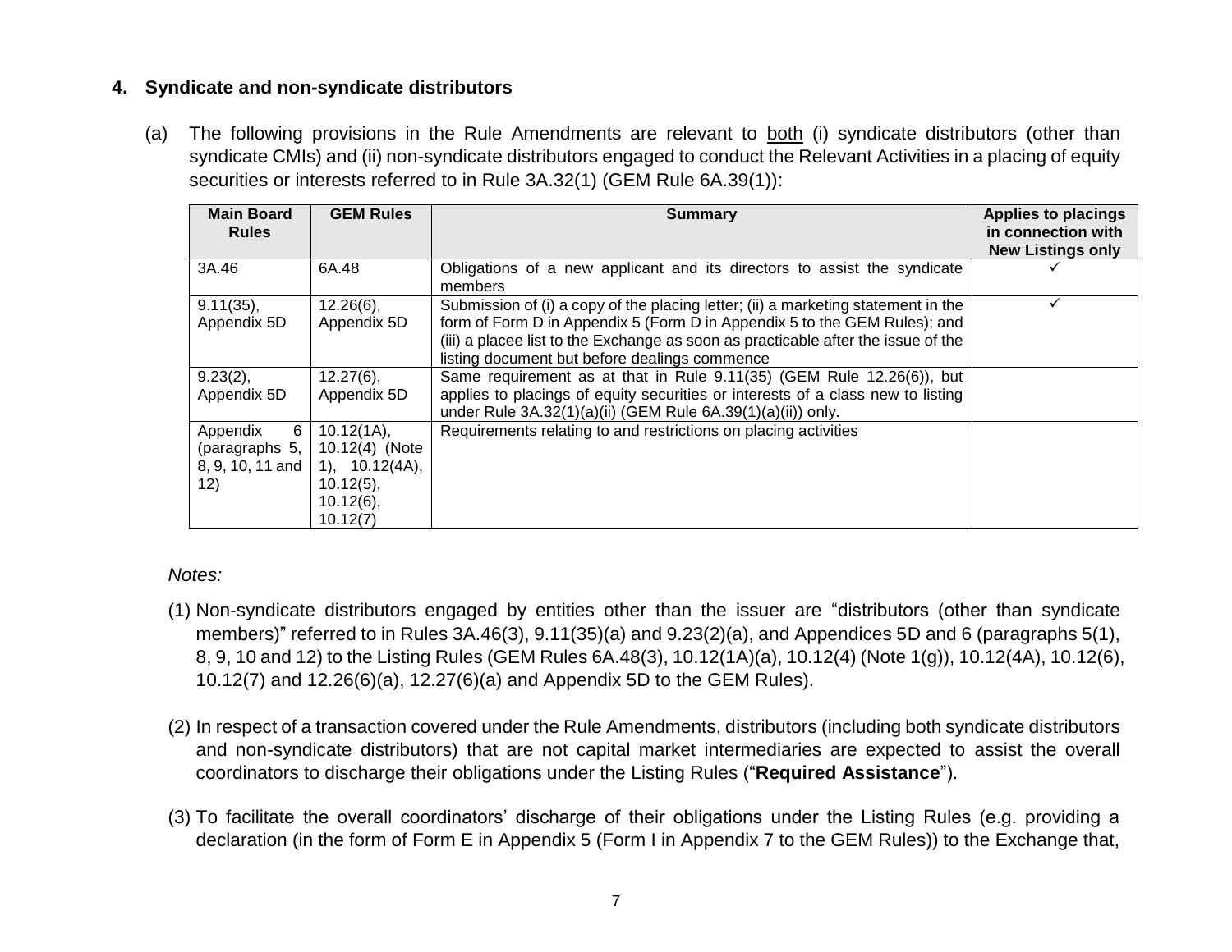## 4. Syndicate and non-syndicate distributors

(a) The following provisions in the Rule Amendments are relevant to <u>both</u> (i) syndicate distributors (other than syndicate CMIs) and (ii) non-syndicate distributors engaged to conduct the Relevant Activities in a placing of equity securities or interests referred to in Rule 3A.32(1) (GEM Rule 6A.39(1)):

| Main Board Rules | GEM Rules | Summary | Applies to placings in connection with New Listings only |
|---|---|---|---|
| 3A.46 | 6A.48 | Obligations of a new applicant and its directors to assist the syndicate members | ✓ |
| 9.11(35), Appendix 5D | 12.26(6), Appendix 5D | Submission of (i) a copy of the placing letter; (ii) a marketing statement in the form of Form D in Appendix 5 (Form D in Appendix 5 to the GEM Rules); and (iii) a placee list to the Exchange as soon as practicable after the issue of the listing document but before dealings commence | ✓ |
| 9.23(2), Appendix 5D | 12.27(6), Appendix 5D | Same requirement as at that in Rule 9.11(35) (GEM Rule 12.26(6)), but applies to placings of equity securities or interests of a class new to listing under Rule 3A.32(1)(a)(ii) (GEM Rule 6A.39(1)(a)(ii)) only. | |
| Appendix 6 (paragraphs 5, 8, 9, 10, 11 and 12) | 10.12(1A), 10.12(4) (Note 1), 10.12(4A), 10.12(5), 10.12(6), 10.12(7) | Requirements relating to and restrictions on placing activities | |

*Notes:*

(1) Non-syndicate distributors engaged by entities other than the issuer are "distributors (other than syndicate members)" referred to in Rules 3A.46(3), 9.11(35)(a) and 9.23(2)(a), and Appendices 5D and 6 (paragraphs 5(1), 8, 9, 10 and 12) to the Listing Rules (GEM Rules 6A.48(3), 10.12(1A)(a), 10.12(4) (Note 1(g)), 10.12(4A), 10.12(6), 10.12(7) and 12.26(6)(a), 12.27(6)(a) and Appendix 5D to the GEM Rules).

(2) In respect of a transaction covered under the Rule Amendments, distributors (including both syndicate distributors and non-syndicate distributors) that are not capital market intermediaries are expected to assist the overall coordinators to discharge their obligations under the Listing Rules ("**Required Assistance**").

(3) To facilitate the overall coordinators' discharge of their obligations under the Listing Rules (e.g. providing a declaration (in the form of Form E in Appendix 5 (Form I in Appendix 7 to the GEM Rules)) to the Exchange that,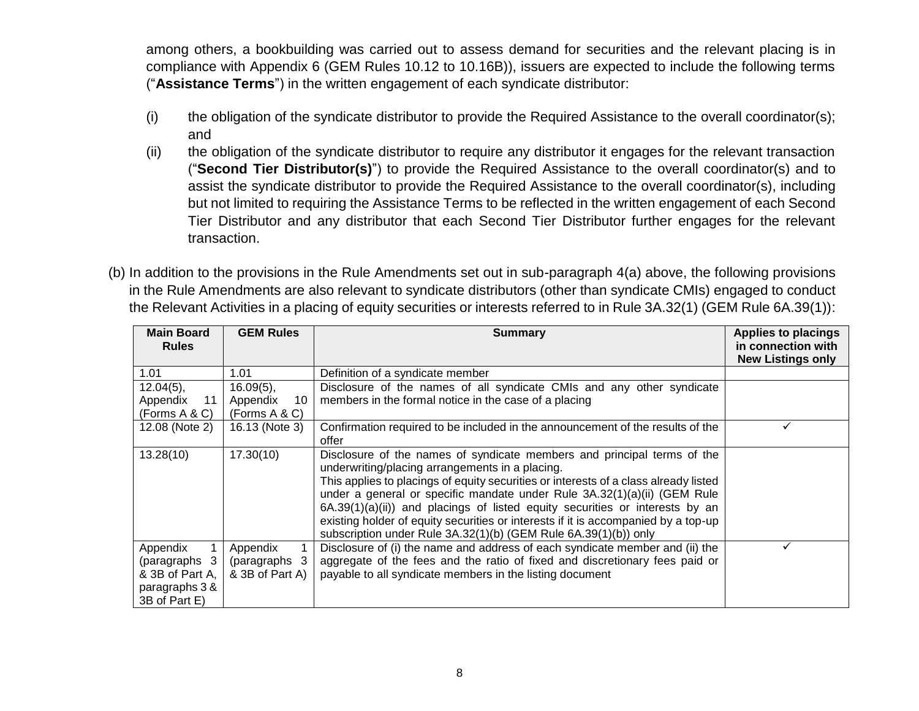among others, a bookbuilding was carried out to assess demand for securities and the relevant placing is in compliance with Appendix 6 (GEM Rules 10.12 to 10.16B)), issuers are expected to include the following terms ("**Assistance Terms**") in the written engagement of each syndicate distributor:

(i) the obligation of the syndicate distributor to provide the Required Assistance to the overall coordinator(s); and

(ii) the obligation of the syndicate distributor to require any distributor it engages for the relevant transaction ("**Second Tier Distributor(s)**") to provide the Required Assistance to the overall coordinator(s) and to assist the syndicate distributor to provide the Required Assistance to the overall coordinator(s), including but not limited to requiring the Assistance Terms to be reflected in the written engagement of each Second Tier Distributor and any distributor that each Second Tier Distributor further engages for the relevant transaction.

(b) In addition to the provisions in the Rule Amendments set out in sub-paragraph 4(a) above, the following provisions in the Rule Amendments are also relevant to syndicate distributors (other than syndicate CMIs) engaged to conduct the Relevant Activities in a placing of equity securities or interests referred to in Rule 3A.32(1) (GEM Rule 6A.39(1)):

| Main Board Rules | GEM Rules | Summary | Applies to placings in connection with New Listings only |
|---|---|---|---|
| 1.01 | 1.01 | Definition of a syndicate member | |
| 12.04(5), Appendix 11 (Forms A & C) | 16.09(5), Appendix 10 (Forms A & C) | Disclosure of the names of all syndicate CMIs and any other syndicate members in the formal notice in the case of a placing | |
| 12.08 (Note 2) | 16.13 (Note 3) | Confirmation required to be included in the announcement of the results of the offer | ✓ |
| 13.28(10) | 17.30(10) | Disclosure of the names of syndicate members and principal terms of the underwriting/placing arrangements in a placing.<br>This applies to placings of equity securities or interests of a class already listed under a general or specific mandate under Rule 3A.32(1)(a)(ii) (GEM Rule 6A.39(1)(a)(ii)) and placings of listed equity securities or interests by an existing holder of equity securities or interests if it is accompanied by a top-up subscription under Rule 3A.32(1)(b) (GEM Rule 6A.39(1)(b)) only | |
| Appendix 1 (paragraphs 3 & 3B of Part A, paragraphs 3 & 3B of Part E) | Appendix 1 (paragraphs 3 & 3B of Part A) | Disclosure of (i) the name and address of each syndicate member and (ii) the aggregate of the fees and the ratio of fixed and discretionary fees paid or payable to all syndicate members in the listing document | ✓ |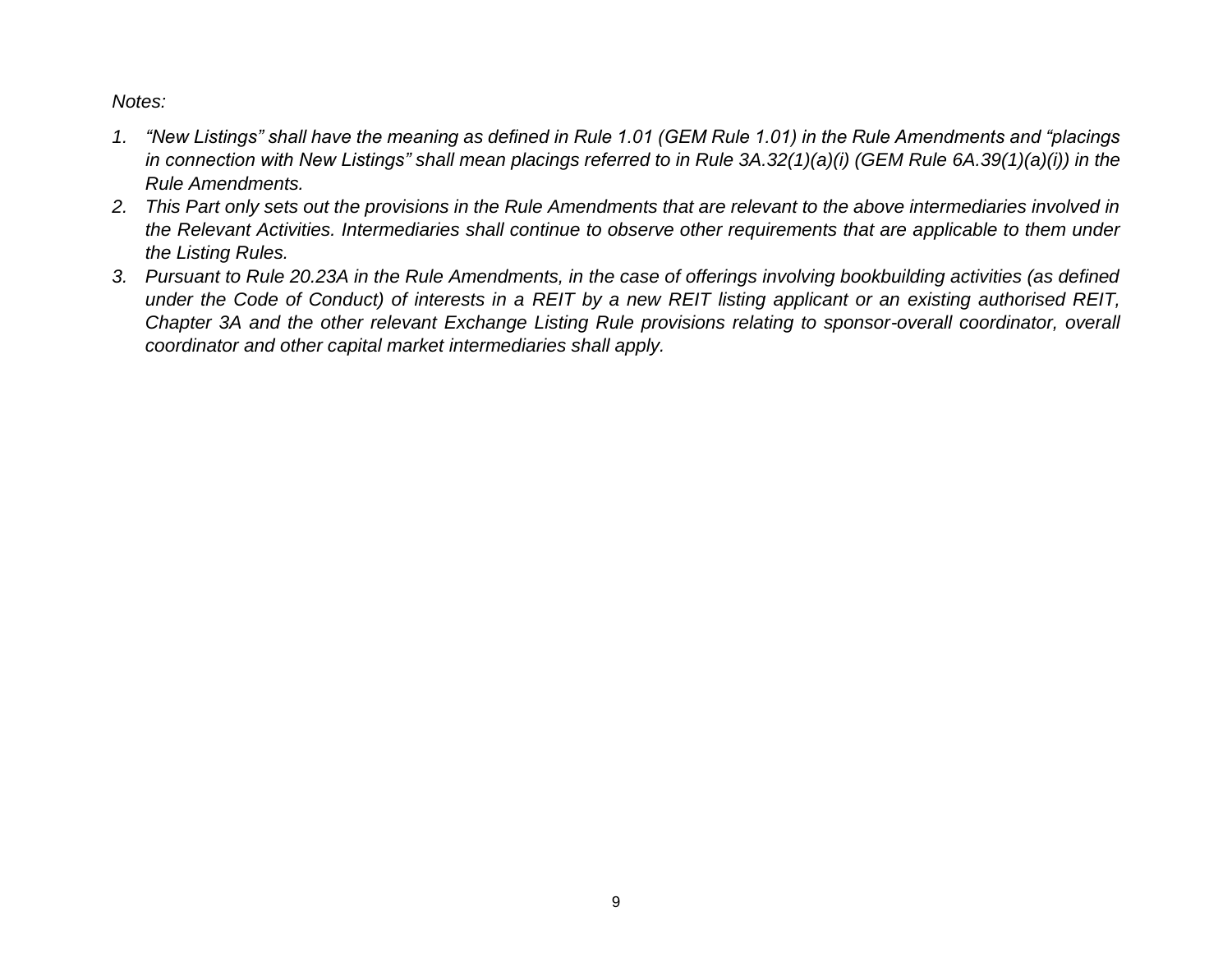*Notes:*

1. *"New Listings" shall have the meaning as defined in Rule 1.01 (GEM Rule 1.01) in the Rule Amendments and "placings in connection with New Listings" shall mean placings referred to in Rule 3A.32(1)(a)(i) (GEM Rule 6A.39(1)(a)(i)) in the Rule Amendments.*
2. *This Part only sets out the provisions in the Rule Amendments that are relevant to the above intermediaries involved in the Relevant Activities. Intermediaries shall continue to observe other requirements that are applicable to them under the Listing Rules.*
3. *Pursuant to Rule 20.23A in the Rule Amendments, in the case of offerings involving bookbuilding activities (as defined under the Code of Conduct) of interests in a REIT by a new REIT listing applicant or an existing authorised REIT, Chapter 3A and the other relevant Exchange Listing Rule provisions relating to sponsor-overall coordinator, overall coordinator and other capital market intermediaries shall apply.*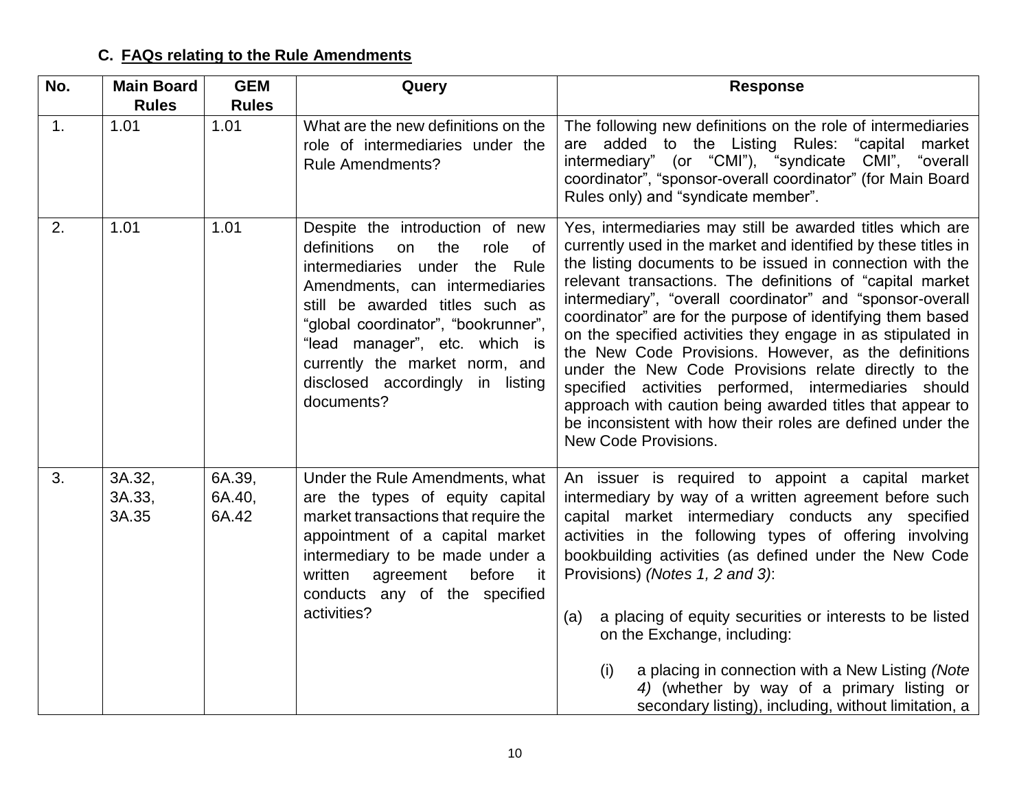## C. FAQs relating to the Rule Amendments

| No. | Main Board Rules | GEM Rules | Query | Response |
|---|---|---|---|---|
| 1. | 1.01 | 1.01 | What are the new definitions on the role of intermediaries under the Rule Amendments? | The following new definitions on the role of intermediaries are added to the Listing Rules: "capital market intermediary" (or "CMI"), "syndicate CMI", "overall coordinator", "sponsor-overall coordinator" (for Main Board Rules only) and "syndicate member". |
| 2. | 1.01 | 1.01 | Despite the introduction of new definitions on the role of intermediaries under the Rule Amendments, can intermediaries still be awarded titles such as "global coordinator", "bookrunner", "lead manager", etc. which is currently the market norm, and disclosed accordingly in listing documents? | Yes, intermediaries may still be awarded titles which are currently used in the market and identified by these titles in the listing documents to be issued in connection with the relevant transactions. The definitions of "capital market intermediary", "overall coordinator" and "sponsor-overall coordinator" are for the purpose of identifying them based on the specified activities they engage in as stipulated in the New Code Provisions. However, as the definitions under the New Code Provisions relate directly to the specified activities performed, intermediaries should approach with caution being awarded titles that appear to be inconsistent with how their roles are defined under the New Code Provisions. |
| 3. | 3A.32, 3A.33, 3A.35 | 6A.39, 6A.40, 6A.42 | Under the Rule Amendments, what are the types of equity capital market transactions that require the appointment of a capital market intermediary to be made under a written agreement before it conducts any of the specified activities? | An issuer is required to appoint a capital market intermediary by way of a written agreement before such capital market intermediary conducts any specified activities in the following types of offering involving bookbuilding activities (as defined under the New Code Provisions) *(Notes 1, 2 and 3)*:<br><br>(a) a placing of equity securities or interests to be listed on the Exchange, including:<br><br>(i) a placing in connection with a New Listing *(Note 4)* (whether by way of a primary listing or secondary listing), including, without limitation, a |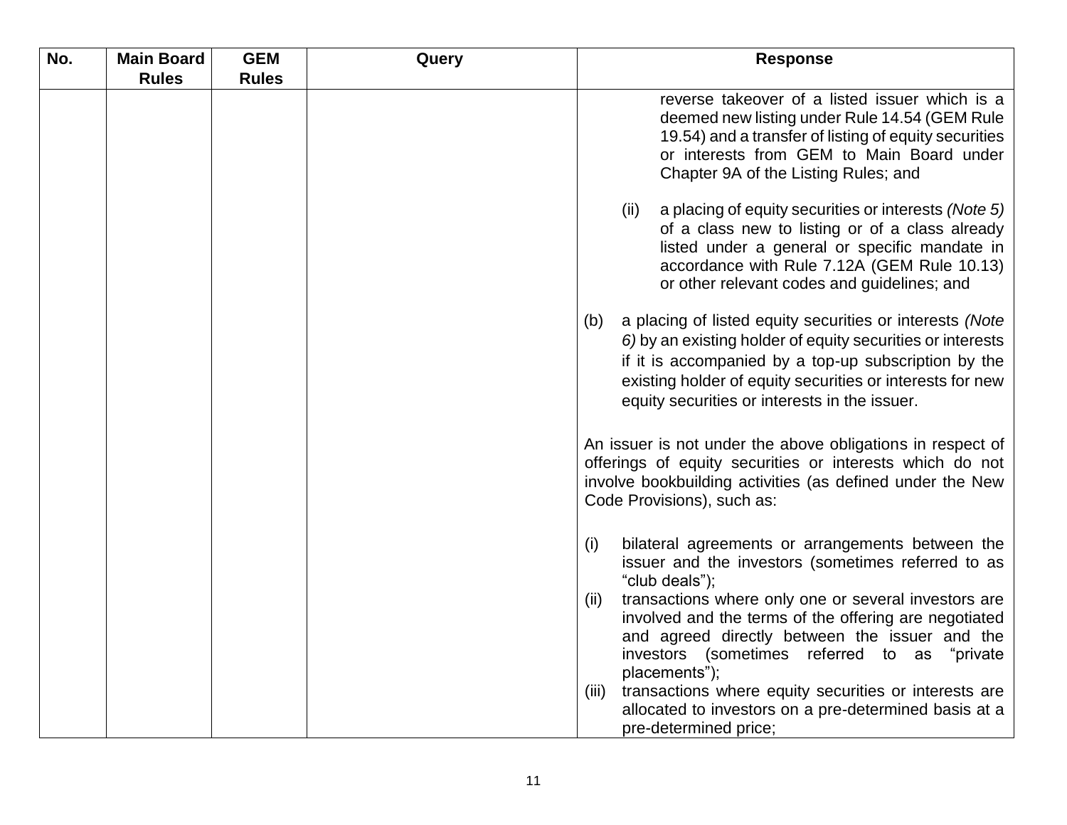| No. | Main Board Rules | GEM Rules | Query | Response |
|---|---|---|---|---|
| | | | | reverse takeover of a listed issuer which is a deemed new listing under Rule 14.54 (GEM Rule 19.54) and a transfer of listing of equity securities or interests from GEM to Main Board under Chapter 9A of the Listing Rules; and<br><br>(ii) a placing of equity securities or interests *(Note 5)* of a class new to listing or of a class already listed under a general or specific mandate in accordance with Rule 7.12A (GEM Rule 10.13) or other relevant codes and guidelines; and<br><br>(b) a placing of listed equity securities or interests *(Note 6)* by an existing holder of equity securities or interests if it is accompanied by a top-up subscription by the existing holder of equity securities or interests for new equity securities or interests in the issuer.<br><br>An issuer is not under the above obligations in respect of offerings of equity securities or interests which do not involve bookbuilding activities (as defined under the New Code Provisions), such as:<br><br>(i) bilateral agreements or arrangements between the issuer and the investors (sometimes referred to as "club deals");<br>(ii) transactions where only one or several investors are involved and the terms of the offering are negotiated and agreed directly between the issuer and the investors (sometimes referred to as "private placements");<br>(iii) transactions where equity securities or interests are allocated to investors on a pre-determined basis at a pre-determined price; |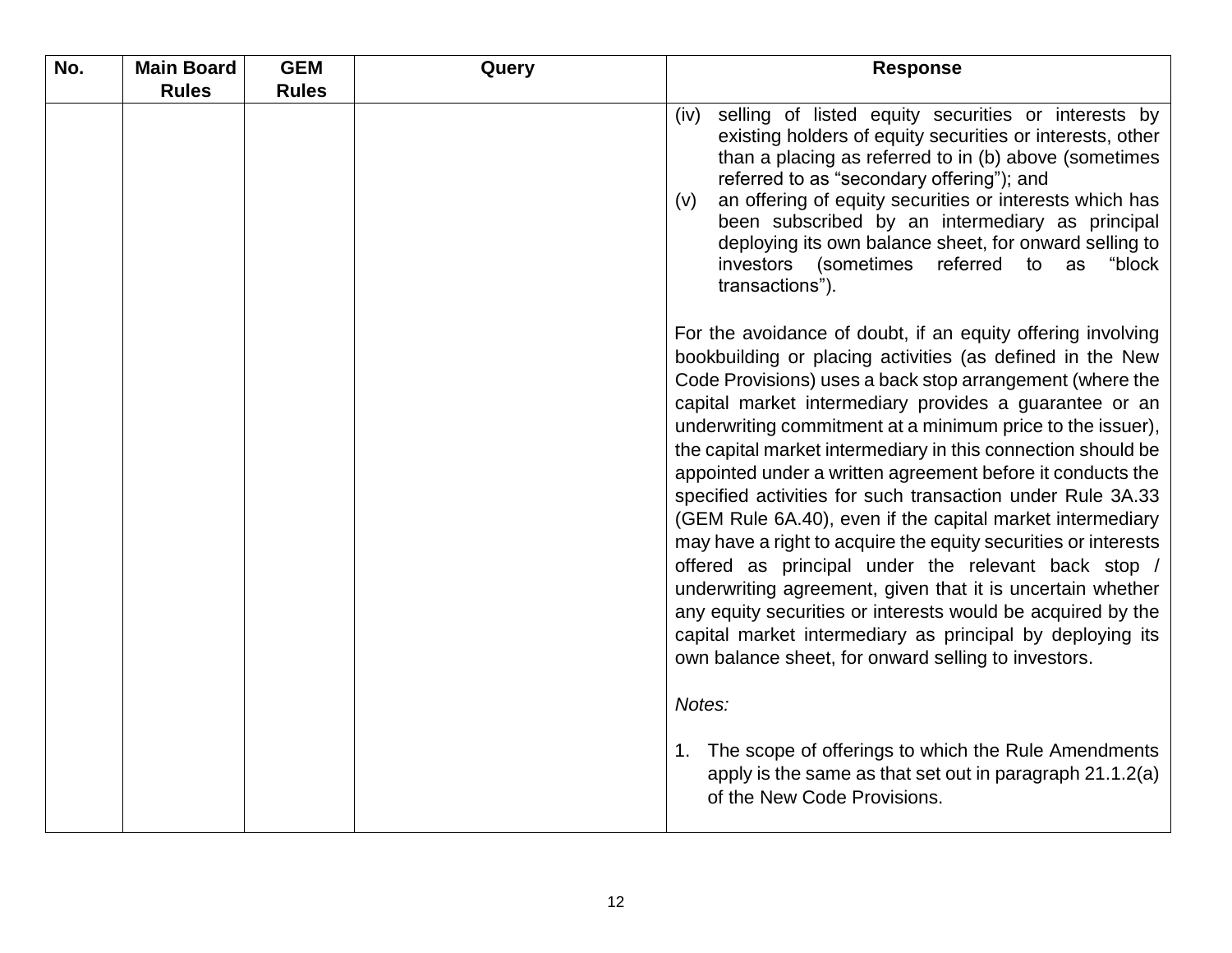| No. | Main Board Rules | GEM Rules | Query | Response |
|---|---|---|---|---|
| | | | | (iv) selling of listed equity securities or interests by existing holders of equity securities or interests, other than a placing as referred to in (b) above (sometimes referred to as "secondary offering"); and<br>(v) an offering of equity securities or interests which has been subscribed by an intermediary as principal deploying its own balance sheet, for onward selling to investors (sometimes referred to as "block transactions").<br><br>For the avoidance of doubt, if an equity offering involving bookbuilding or placing activities (as defined in the New Code Provisions) uses a back stop arrangement (where the capital market intermediary provides a guarantee or an underwriting commitment at a minimum price to the issuer), the capital market intermediary in this connection should be appointed under a written agreement before it conducts the specified activities for such transaction under Rule 3A.33 (GEM Rule 6A.40), even if the capital market intermediary may have a right to acquire the equity securities or interests offered as principal under the relevant back stop / underwriting agreement, given that it is uncertain whether any equity securities or interests would be acquired by the capital market intermediary as principal by deploying its own balance sheet, for onward selling to investors.<br><br>*Notes:*<br><br>1. The scope of offerings to which the Rule Amendments apply is the same as that set out in paragraph 21.1.2(a) of the New Code Provisions. |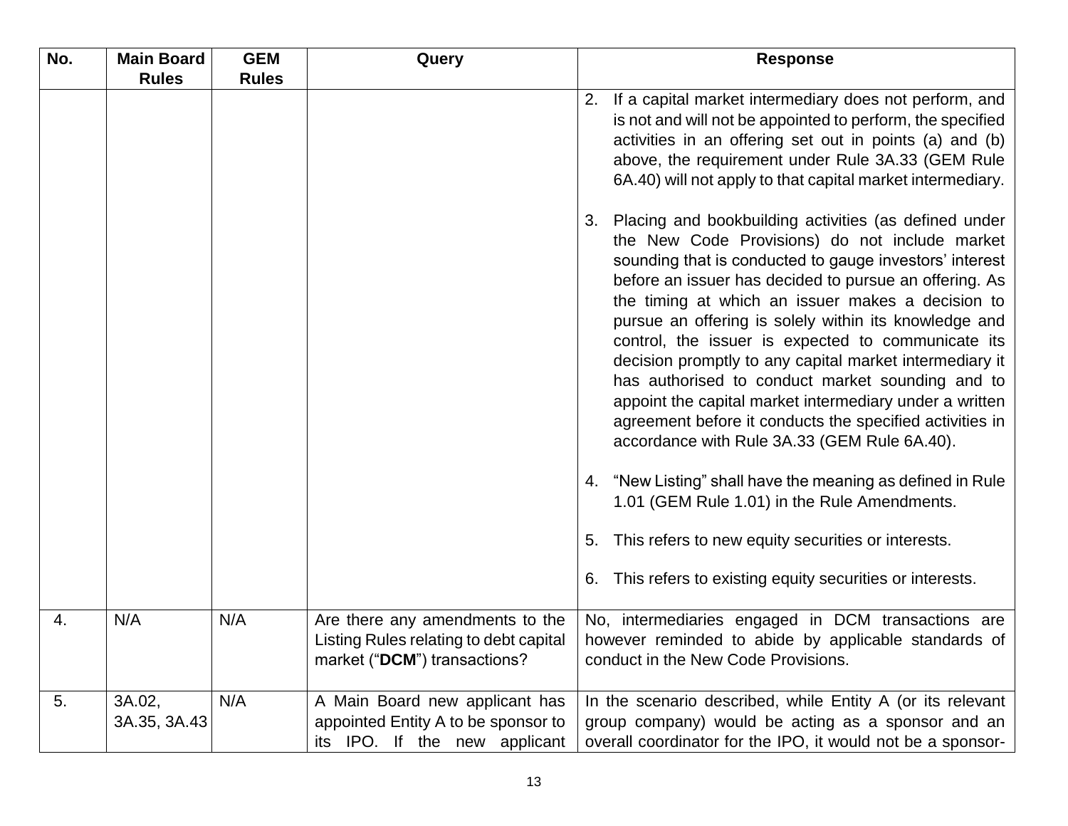| No. | Main Board Rules | GEM Rules | Query | Response |
|---|---|---|---|---|
| | | | | 2. If a capital market intermediary does not perform, and is not and will not be appointed to perform, the specified activities in an offering set out in points (a) and (b) above, the requirement under Rule 3A.33 (GEM Rule 6A.40) will not apply to that capital market intermediary.<br><br>3. Placing and bookbuilding activities (as defined under the New Code Provisions) do not include market sounding that is conducted to gauge investors' interest before an issuer has decided to pursue an offering. As the timing at which an issuer makes a decision to pursue an offering is solely within its knowledge and control, the issuer is expected to communicate its decision promptly to any capital market intermediary it has authorised to conduct market sounding and to appoint the capital market intermediary under a written agreement before it conducts the specified activities in accordance with Rule 3A.33 (GEM Rule 6A.40).<br><br>4. "New Listing" shall have the meaning as defined in Rule 1.01 (GEM Rule 1.01) in the Rule Amendments.<br><br>5. This refers to new equity securities or interests.<br><br>6. This refers to existing equity securities or interests. |
| 4. | N/A | N/A | Are there any amendments to the Listing Rules relating to debt capital market ("**DCM**") transactions? | No, intermediaries engaged in DCM transactions are however reminded to abide by applicable standards of conduct in the New Code Provisions. |
| 5. | 3A.02, 3A.35, 3A.43 | N/A | A Main Board new applicant has appointed Entity A to be sponsor to its IPO. If the new applicant | In the scenario described, while Entity A (or its relevant group company) would be acting as a sponsor and an overall coordinator for the IPO, it would not be a sponsor- |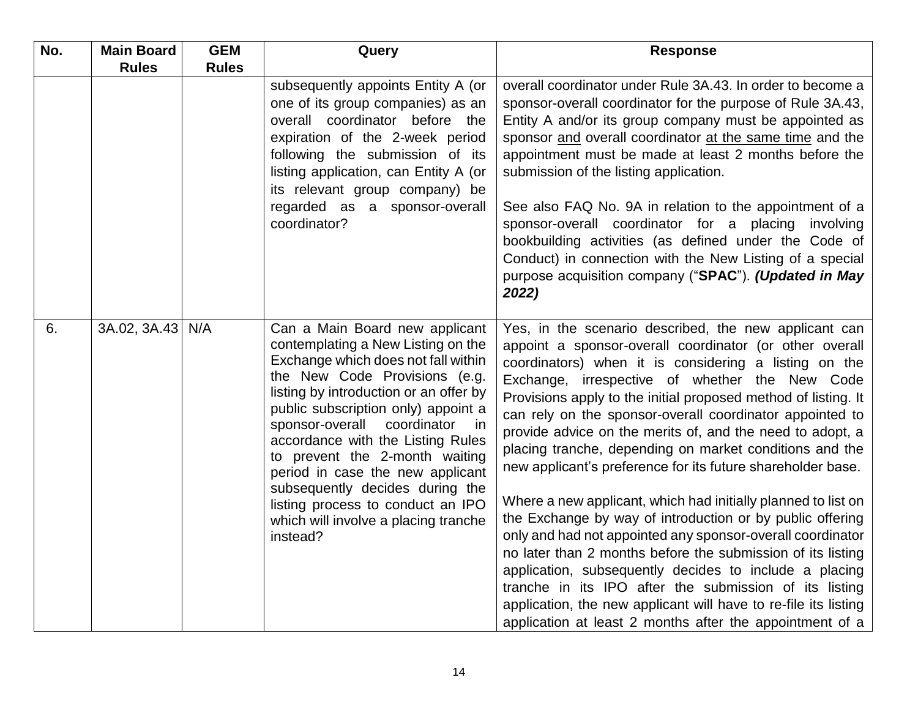| No. | Main Board Rules | GEM Rules | Query | Response |
|---|---|---|---|---|
| | | | subsequently appoints Entity A (or one of its group companies) as an overall coordinator before the expiration of the 2-week period following the submission of its listing application, can Entity A (or its relevant group company) be regarded as a sponsor-overall coordinator? | overall coordinator under Rule 3A.43. In order to become a sponsor-overall coordinator for the purpose of Rule 3A.43, Entity A and/or its group company must be appointed as sponsor and overall coordinator at the same time and the appointment must be made at least 2 months before the submission of the listing application.<br><br>See also FAQ No. 9A in relation to the appointment of a sponsor-overall coordinator for a placing involving bookbuilding activities (as defined under the Code of Conduct) in connection with the New Listing of a special purpose acquisition company ("**SPAC**"). ***(Updated in May 2022)*** |
| 6. | 3A.02, 3A.43 | N/A | Can a Main Board new applicant contemplating a New Listing on the Exchange which does not fall within the New Code Provisions (e.g. listing by introduction or an offer by public subscription only) appoint a sponsor-overall coordinator in accordance with the Listing Rules to prevent the 2-month waiting period in case the new applicant subsequently decides during the listing process to conduct an IPO which will involve a placing tranche instead? | Yes, in the scenario described, the new applicant can appoint a sponsor-overall coordinator (or other overall coordinators) when it is considering a listing on the Exchange, irrespective of whether the New Code Provisions apply to the initial proposed method of listing. It can rely on the sponsor-overall coordinator appointed to provide advice on the merits of, and the need to adopt, a placing tranche, depending on market conditions and the new applicant's preference for its future shareholder base.<br><br>Where a new applicant, which had initially planned to list on the Exchange by way of introduction or by public offering only and had not appointed any sponsor-overall coordinator no later than 2 months before the submission of its listing application, subsequently decides to include a placing tranche in its IPO after the submission of its listing application, the new applicant will have to re-file its listing application at least 2 months after the appointment of a |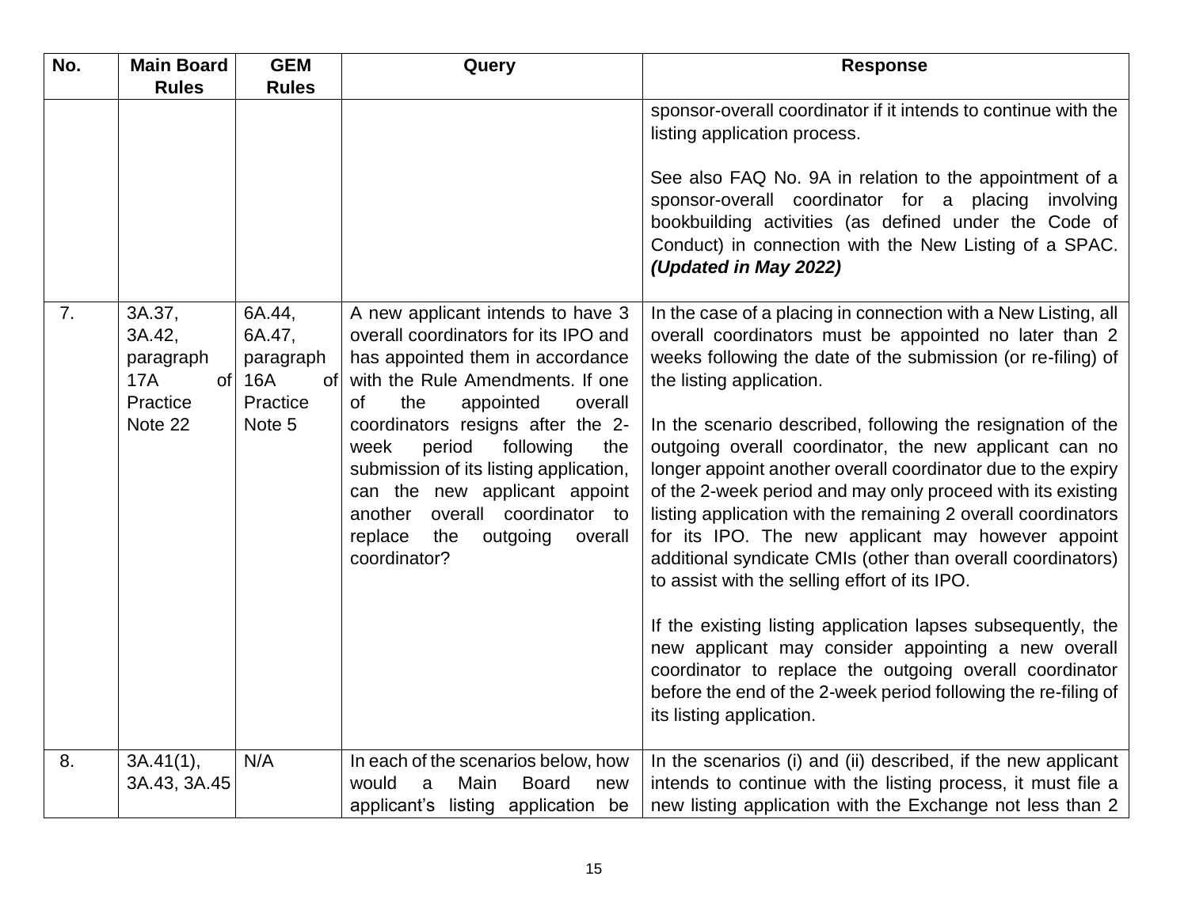| No. | Main Board Rules | GEM Rules | Query | Response |
|---|---|---|---|---|
| | | | | sponsor-overall coordinator if it intends to continue with the listing application process.<br><br>See also FAQ No. 9A in relation to the appointment of a sponsor-overall coordinator for a placing involving bookbuilding activities (as defined under the Code of Conduct) in connection with the New Listing of a SPAC. ***(Updated in May 2022)*** |
| 7. | 3A.37, 3A.42, paragraph 17A of Practice Note 22 | 6A.44, 6A.47, paragraph 16A of Practice Note 5 | A new applicant intends to have 3 overall coordinators for its IPO and has appointed them in accordance with the Rule Amendments. If one of the appointed overall coordinators resigns after the 2-week period following the submission of its listing application, can the new applicant appoint another overall coordinator to replace the outgoing overall coordinator? | In the case of a placing in connection with a New Listing, all overall coordinators must be appointed no later than 2 weeks following the date of the submission (or re-filing) of the listing application.<br><br>In the scenario described, following the resignation of the outgoing overall coordinator, the new applicant can no longer appoint another overall coordinator due to the expiry of the 2-week period and may only proceed with its existing listing application with the remaining 2 overall coordinators for its IPO. The new applicant may however appoint additional syndicate CMIs (other than overall coordinators) to assist with the selling effort of its IPO.<br><br>If the existing listing application lapses subsequently, the new applicant may consider appointing a new overall coordinator to replace the outgoing overall coordinator before the end of the 2-week period following the re-filing of its listing application. |
| 8. | 3A.41(1), 3A.43, 3A.45 | N/A | In each of the scenarios below, how would a Main Board new applicant's listing application be | In the scenarios (i) and (ii) described, if the new applicant intends to continue with the listing process, it must file a new listing application with the Exchange not less than 2 |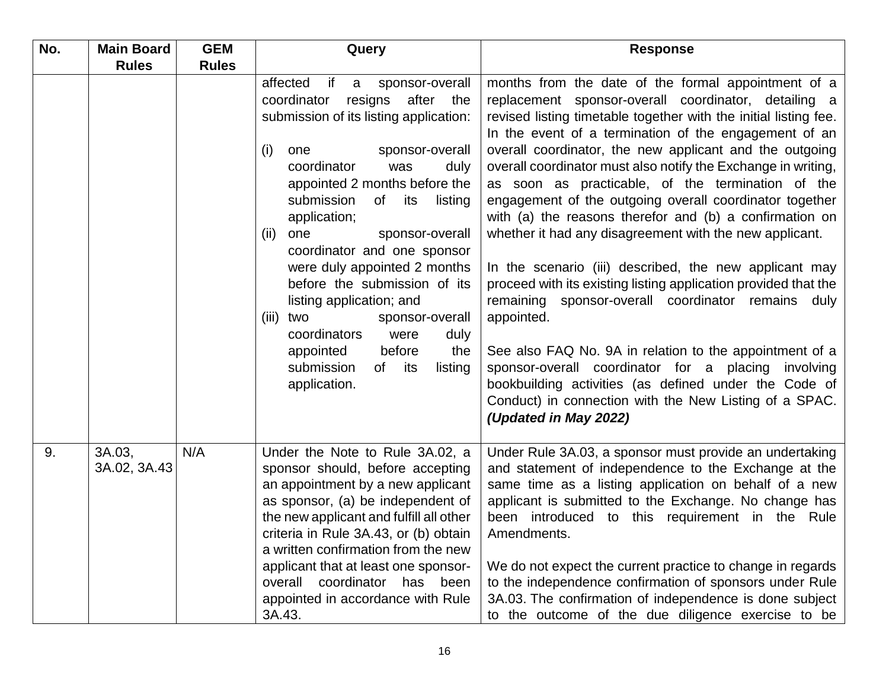| No. | Main Board Rules | GEM Rules | Query | Response |
|---|---|---|---|---|
| | | | affected if a sponsor-overall coordinator resigns after the submission of its listing application:<br><br>(i) one sponsor-overall coordinator was duly appointed 2 months before the submission of its listing application;<br>(ii) one sponsor-overall coordinator and one sponsor were duly appointed 2 months before the submission of its listing application; and<br>(iii) two sponsor-overall coordinators were duly appointed before the submission of its listing application. | months from the date of the formal appointment of a replacement sponsor-overall coordinator, detailing a revised listing timetable together with the initial listing fee. In the event of a termination of the engagement of an overall coordinator, the new applicant and the outgoing overall coordinator must also notify the Exchange in writing, as soon as practicable, of the termination of the engagement of the outgoing overall coordinator together with (a) the reasons therefor and (b) a confirmation on whether it had any disagreement with the new applicant.<br><br>In the scenario (iii) described, the new applicant may proceed with its existing listing application provided that the remaining sponsor-overall coordinator remains duly appointed.<br><br>See also FAQ No. 9A in relation to the appointment of a sponsor-overall coordinator for a placing involving bookbuilding activities (as defined under the Code of Conduct) in connection with the New Listing of a SPAC. ***(Updated in May 2022)*** |
| 9. | 3A.03, 3A.02, 3A.43 | N/A | Under the Note to Rule 3A.02, a sponsor should, before accepting an appointment by a new applicant as sponsor, (a) be independent of the new applicant and fulfill all other criteria in Rule 3A.43, or (b) obtain a written confirmation from the new applicant that at least one sponsor-overall coordinator has been appointed in accordance with Rule 3A.43. | Under Rule 3A.03, a sponsor must provide an undertaking and statement of independence to the Exchange at the same time as a listing application on behalf of a new applicant is submitted to the Exchange. No change has been introduced to this requirement in the Rule Amendments.<br><br>We do not expect the current practice to change in regards to the independence confirmation of sponsors under Rule 3A.03. The confirmation of independence is done subject to the outcome of the due diligence exercise to be |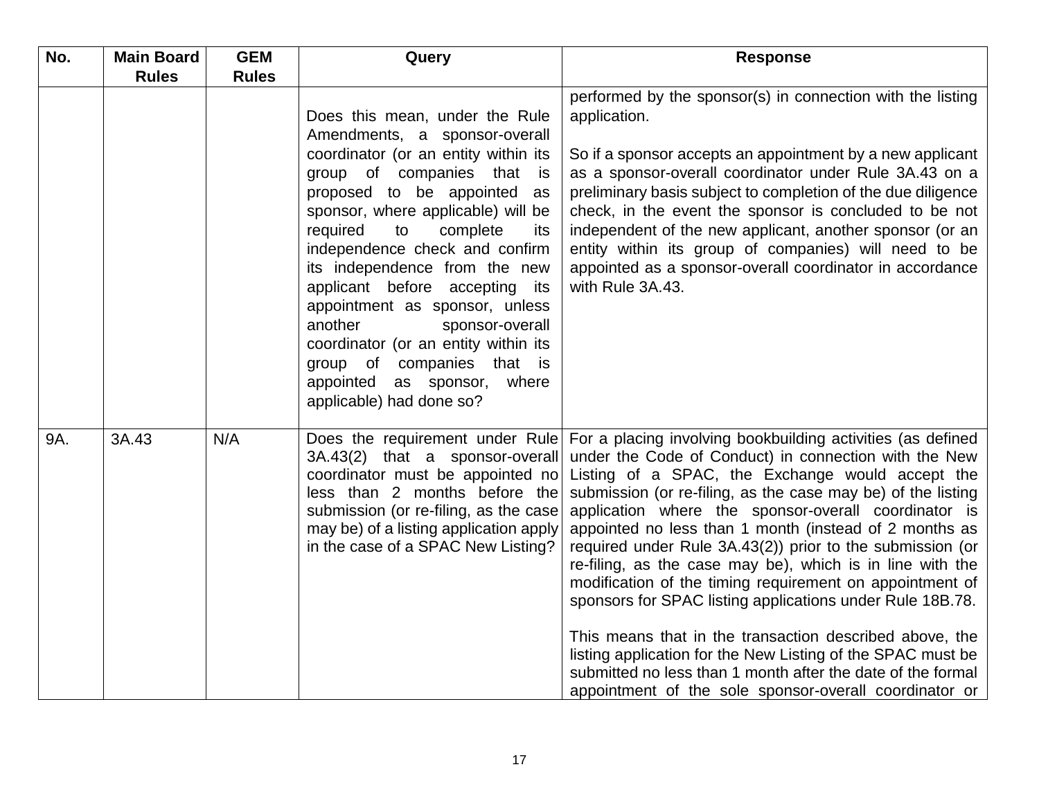| No. | Main Board Rules | GEM Rules | Query | Response |
|---|---|---|---|---|
| | | | Does this mean, under the Rule Amendments, a sponsor-overall coordinator (or an entity within its group of companies that is proposed to be appointed as sponsor, where applicable) will be required to complete its independence check and confirm its independence from the new applicant before accepting its appointment as sponsor, unless another sponsor-overall coordinator (or an entity within its group of companies that is appointed as sponsor, where applicable) had done so? | performed by the sponsor(s) in connection with the listing application.<br><br>So if a sponsor accepts an appointment by a new applicant as a sponsor-overall coordinator under Rule 3A.43 on a preliminary basis subject to completion of the due diligence check, in the event the sponsor is concluded to be not independent of the new applicant, another sponsor (or an entity within its group of companies) will need to be appointed as a sponsor-overall coordinator in accordance with Rule 3A.43. |
| 9A. | 3A.43 | N/A | Does the requirement under Rule 3A.43(2) that a sponsor-overall coordinator must be appointed no less than 2 months before the submission (or re-filing, as the case may be) of a listing application apply in the case of a SPAC New Listing? | For a placing involving bookbuilding activities (as defined under the Code of Conduct) in connection with the New Listing of a SPAC, the Exchange would accept the submission (or re-filing, as the case may be) of the listing application where the sponsor-overall coordinator is appointed no less than 1 month (instead of 2 months as required under Rule 3A.43(2)) prior to the submission (or re-filing, as the case may be), which is in line with the modification of the timing requirement on appointment of sponsors for SPAC listing applications under Rule 18B.78.<br><br>This means that in the transaction described above, the listing application for the New Listing of the SPAC must be submitted no less than 1 month after the date of the formal appointment of the sole sponsor-overall coordinator or |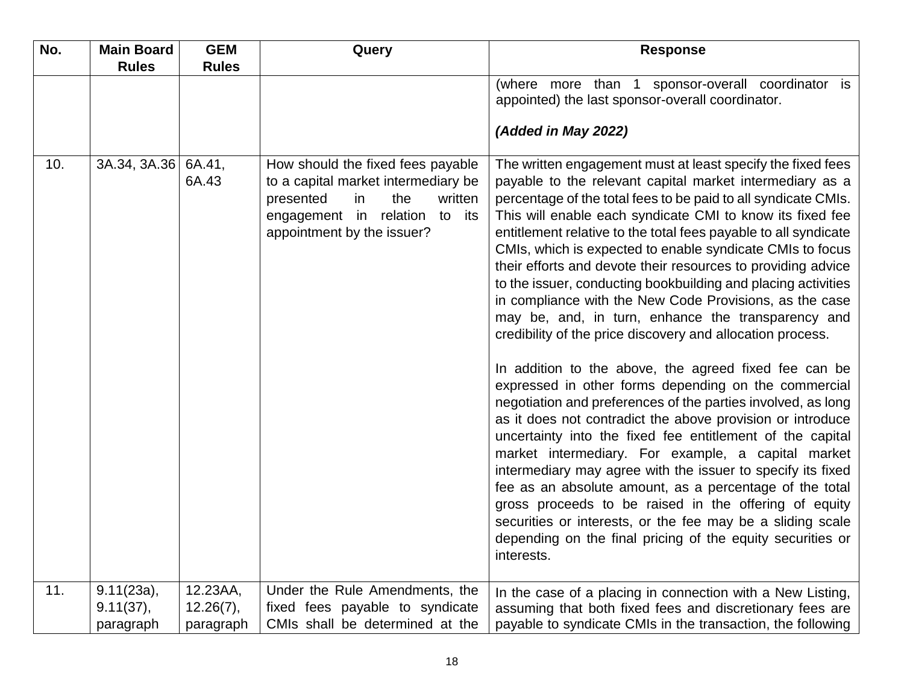| No. | Main Board Rules | GEM Rules | Query | Response |
|---|---|---|---|---|
| | | | | (where more than 1 sponsor-overall coordinator is appointed) the last sponsor-overall coordinator.<br><br>***(Added in May 2022)*** |
| 10. | 3A.34, 3A.36 | 6A.41, 6A.43 | How should the fixed fees payable to a capital market intermediary be presented in the written engagement in relation to its appointment by the issuer? | The written engagement must at least specify the fixed fees payable to the relevant capital market intermediary as a percentage of the total fees to be paid to all syndicate CMIs. This will enable each syndicate CMI to know its fixed fee entitlement relative to the total fees payable to all syndicate CMIs, which is expected to enable syndicate CMIs to focus their efforts and devote their resources to providing advice to the issuer, conducting bookbuilding and placing activities in compliance with the New Code Provisions, as the case may be, and, in turn, enhance the transparency and credibility of the price discovery and allocation process.<br><br>In addition to the above, the agreed fixed fee can be expressed in other forms depending on the commercial negotiation and preferences of the parties involved, as long as it does not contradict the above provision or introduce uncertainty into the fixed fee entitlement of the capital market intermediary. For example, a capital market intermediary may agree with the issuer to specify its fixed fee as an absolute amount, as a percentage of the total gross proceeds to be raised in the offering of equity securities or interests, or the fee may be a sliding scale depending on the final pricing of the equity securities or interests. |
| 11. | 9.11(23a), 9.11(37), paragraph | 12.23AA, 12.26(7), paragraph | Under the Rule Amendments, the fixed fees payable to syndicate CMIs shall be determined at the | In the case of a placing in connection with a New Listing, assuming that both fixed fees and discretionary fees are payable to syndicate CMIs in the transaction, the following |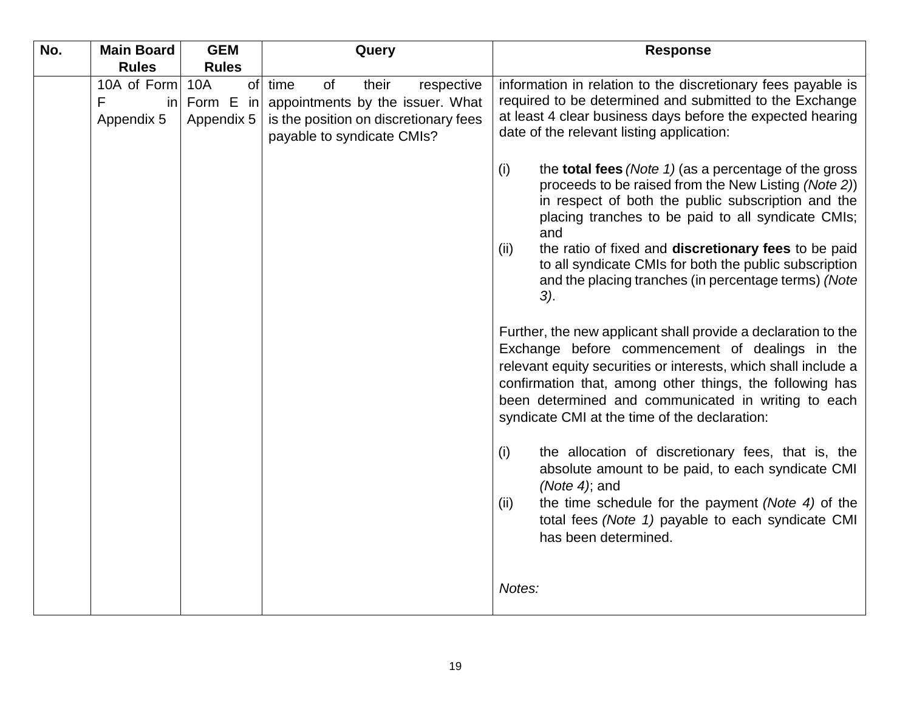| No. | Main Board Rules | GEM Rules | Query | Response |
|---|---|---|---|---|
| | 10A of Form F in Appendix 5 | 10A of Form E in Appendix 5 | time of their respective appointments by the issuer. What is the position on discretionary fees payable to syndicate CMIs? | information in relation to the discretionary fees payable is required to be determined and submitted to the Exchange at least 4 clear business days before the expected hearing date of the relevant listing application:<br><br>(i) the **total fees** *(Note 1)* (as a percentage of the gross proceeds to be raised from the New Listing *(Note 2)*) in respect of both the public subscription and the placing tranches to be paid to all syndicate CMIs; and<br>(ii) the ratio of fixed and **discretionary fees** to be paid to all syndicate CMIs for both the public subscription and the placing tranches (in percentage terms) *(Note 3)*.<br><br>Further, the new applicant shall provide a declaration to the Exchange before commencement of dealings in the relevant equity securities or interests, which shall include a confirmation that, among other things, the following has been determined and communicated in writing to each syndicate CMI at the time of the declaration:<br><br>(i) the allocation of discretionary fees, that is, the absolute amount to be paid, to each syndicate CMI *(Note 4)*; and<br>(ii) the time schedule for the payment *(Note 4)* of the total fees *(Note 1)* payable to each syndicate CMI has been determined.<br><br>*Notes:* |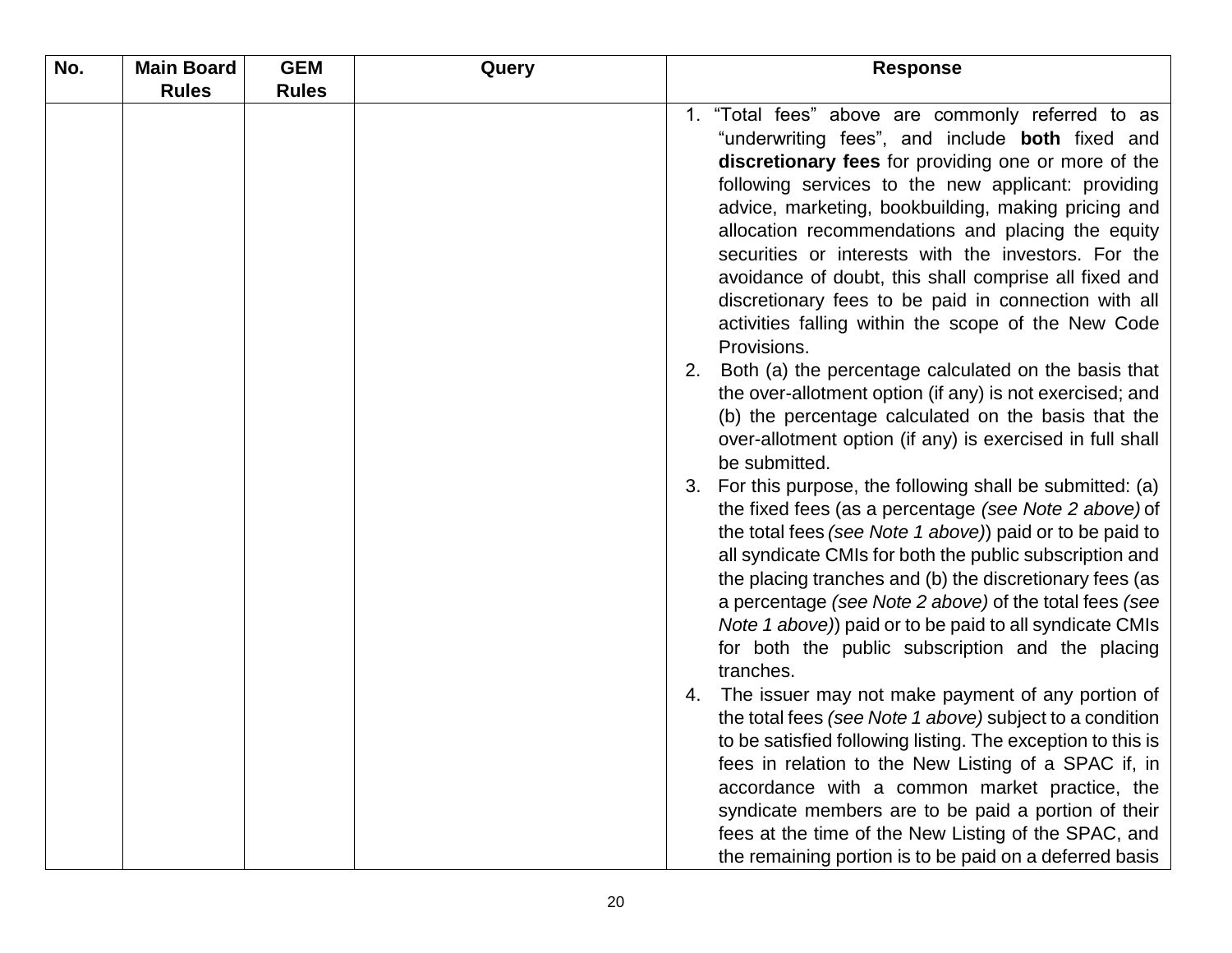| No. | Main Board Rules | GEM Rules | Query | Response |
|---|---|---|---|---|
| | | | | 1. "Total fees" above are commonly referred to as "underwriting fees", and include **both** fixed and **discretionary fees** for providing one or more of the following services to the new applicant: providing advice, marketing, bookbuilding, making pricing and allocation recommendations and placing the equity securities or interests with the investors. For the avoidance of doubt, this shall comprise all fixed and discretionary fees to be paid in connection with all activities falling within the scope of the New Code Provisions.<br>2. Both (a) the percentage calculated on the basis that the over-allotment option (if any) is not exercised; and (b) the percentage calculated on the basis that the over-allotment option (if any) is exercised in full shall be submitted.<br>3. For this purpose, the following shall be submitted: (a) the fixed fees (as a percentage *(see Note 2 above)* of the total fees *(see Note 1 above)*) paid or to be paid to all syndicate CMIs for both the public subscription and the placing tranches and (b) the discretionary fees (as a percentage *(see Note 2 above)* of the total fees *(see Note 1 above)*) paid or to be paid to all syndicate CMIs for both the public subscription and the placing tranches.<br>4. The issuer may not make payment of any portion of the total fees *(see Note 1 above)* subject to a condition to be satisfied following listing. The exception to this is fees in relation to the New Listing of a SPAC if, in accordance with a common market practice, the syndicate members are to be paid a portion of their fees at the time of the New Listing of the SPAC, and the remaining portion is to be paid on a deferred basis |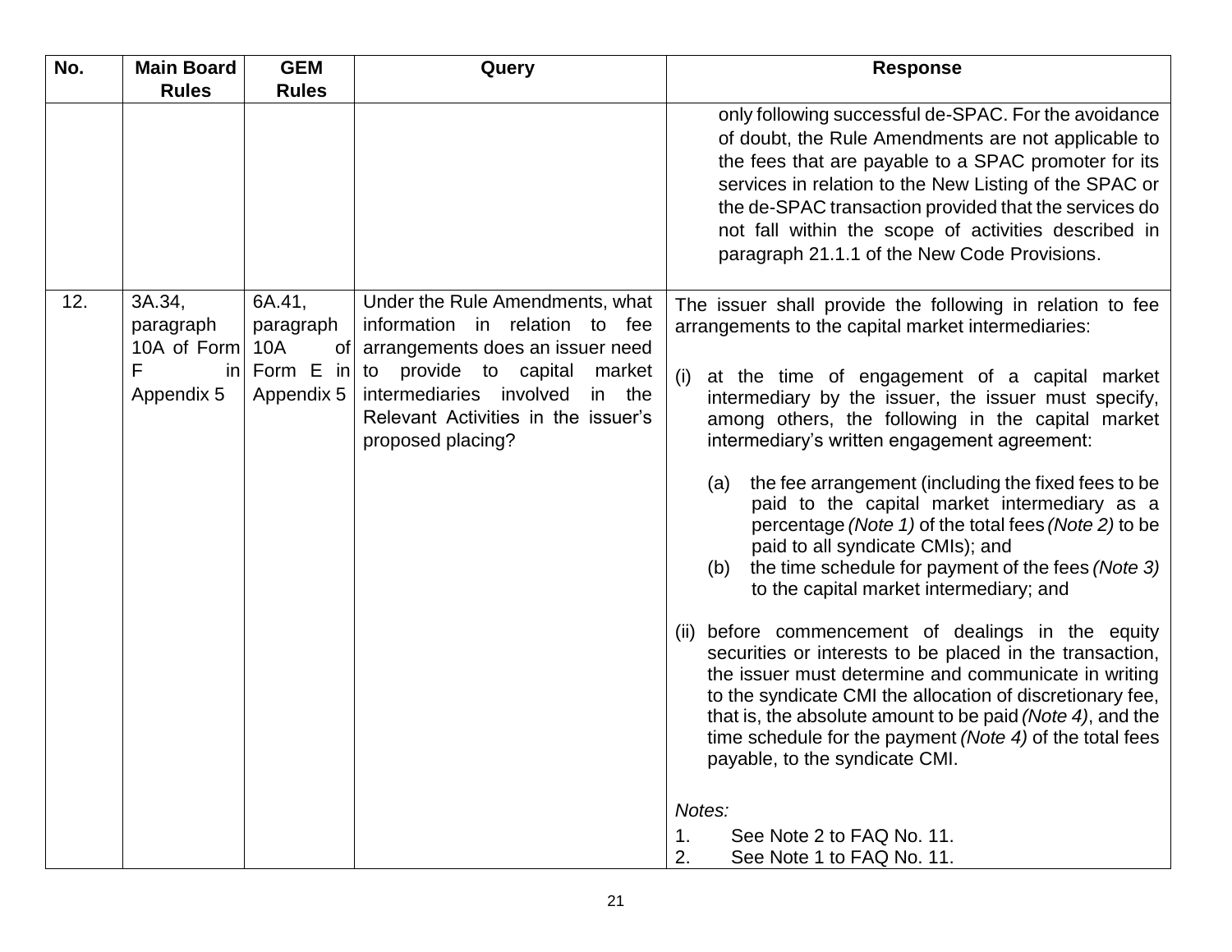| No. | Main Board Rules | GEM Rules | Query | Response |
| --- | --- | --- | --- | --- |
| | | | | only following successful de-SPAC. For the avoidance of doubt, the Rule Amendments are not applicable to the fees that are payable to a SPAC promoter for its services in relation to the New Listing of the SPAC or the de-SPAC transaction provided that the services do not fall within the scope of activities described in paragraph 21.1.1 of the New Code Provisions. |
| 12. | 3A.34, paragraph 10A of Form F in Appendix 5 | 6A.41, paragraph 10A of Form E in Appendix 5 | Under the Rule Amendments, what information in relation to fee arrangements does an issuer need to provide to capital market intermediaries involved in the Relevant Activities in the issuer's proposed placing? | The issuer shall provide the following in relation to fee arrangements to the capital market intermediaries:<br><br>(i) at the time of engagement of a capital market intermediary by the issuer, the issuer must specify, among others, the following in the capital market intermediary's written engagement agreement:<br><br>(a) the fee arrangement (including the fixed fees to be paid to the capital market intermediary as a percentage *(Note 1)* of the total fees *(Note 2)* to be paid to all syndicate CMIs); and<br>(b) the time schedule for payment of the fees *(Note 3)* to the capital market intermediary; and<br><br>(ii) before commencement of dealings in the equity securities or interests to be placed in the transaction, the issuer must determine and communicate in writing to the syndicate CMI the allocation of discretionary fee, that is, the absolute amount to be paid *(Note 4)*, and the time schedule for the payment *(Note 4)* of the total fees payable, to the syndicate CMI.<br><br>*Notes:*<br>1. See Note 2 to FAQ No. 11.<br>2. See Note 1 to FAQ No. 11. |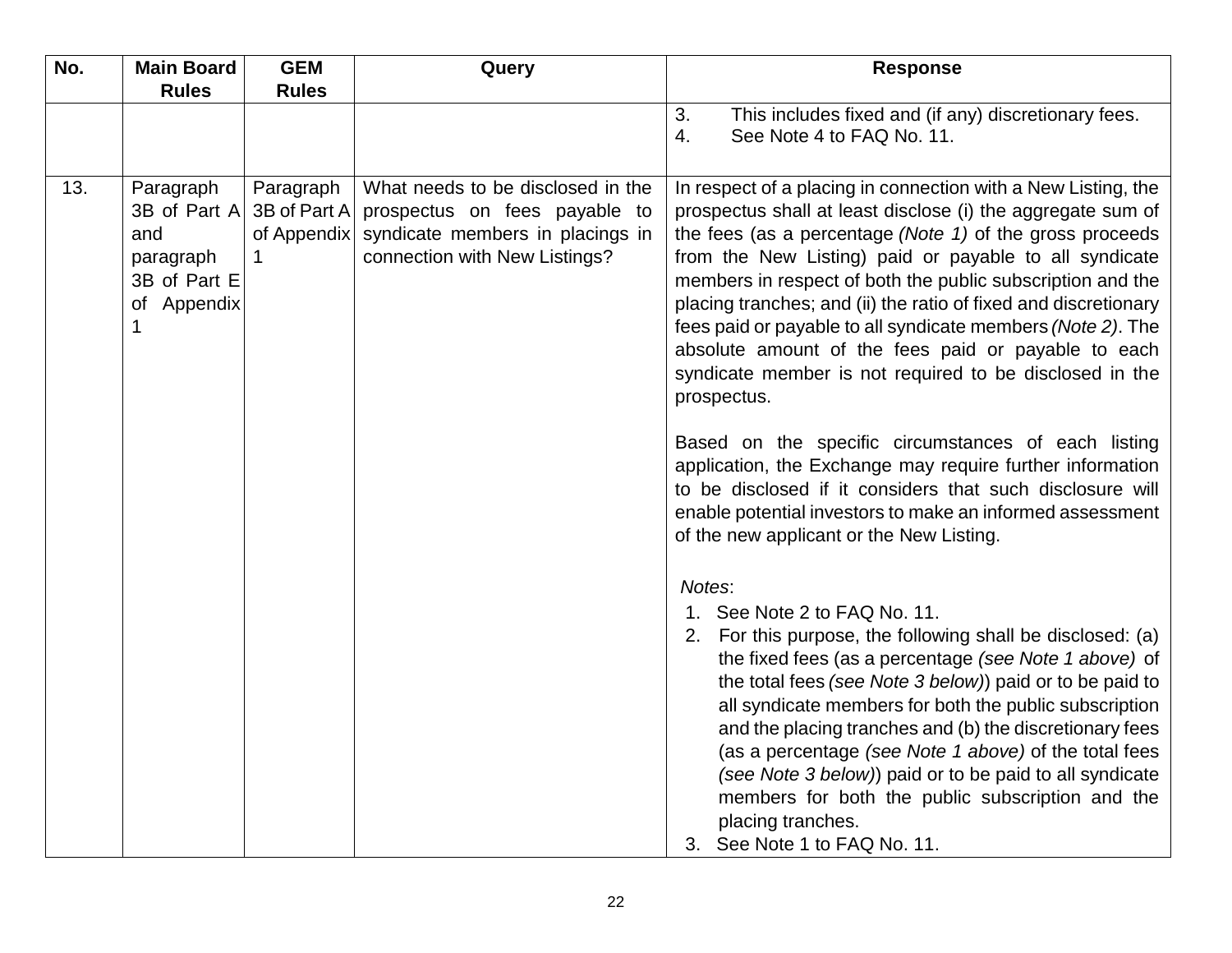| No. | Main Board Rules | GEM Rules | Query | Response |
|---|---|---|---|---|
| | | | | 3. This includes fixed and (if any) discretionary fees.<br>4. See Note 4 to FAQ No. 11. |
| 13. | Paragraph 3B of Part A and paragraph 3B of Part E of Appendix 1 | Paragraph 3B of Part A of Appendix 1 | What needs to be disclosed in the prospectus on fees payable to syndicate members in placings in connection with New Listings? | In respect of a placing in connection with a New Listing, the prospectus shall at least disclose (i) the aggregate sum of the fees (as a percentage *(Note 1)* of the gross proceeds from the New Listing) paid or payable to all syndicate members in respect of both the public subscription and the placing tranches; and (ii) the ratio of fixed and discretionary fees paid or payable to all syndicate members *(Note 2)*. The absolute amount of the fees paid or payable to each syndicate member is not required to be disclosed in the prospectus.<br><br>Based on the specific circumstances of each listing application, the Exchange may require further information to be disclosed if it considers that such disclosure will enable potential investors to make an informed assessment of the new applicant or the New Listing.<br><br>*Notes*:<br>1. See Note 2 to FAQ No. 11.<br>2. For this purpose, the following shall be disclosed: (a) the fixed fees (as a percentage *(see Note 1 above)* of the total fees *(see Note 3 below)*) paid or to be paid to all syndicate members for both the public subscription and the placing tranches and (b) the discretionary fees (as a percentage *(see Note 1 above)* of the total fees *(see Note 3 below)*) paid or to be paid to all syndicate members for both the public subscription and the placing tranches.<br>3. See Note 1 to FAQ No. 11. |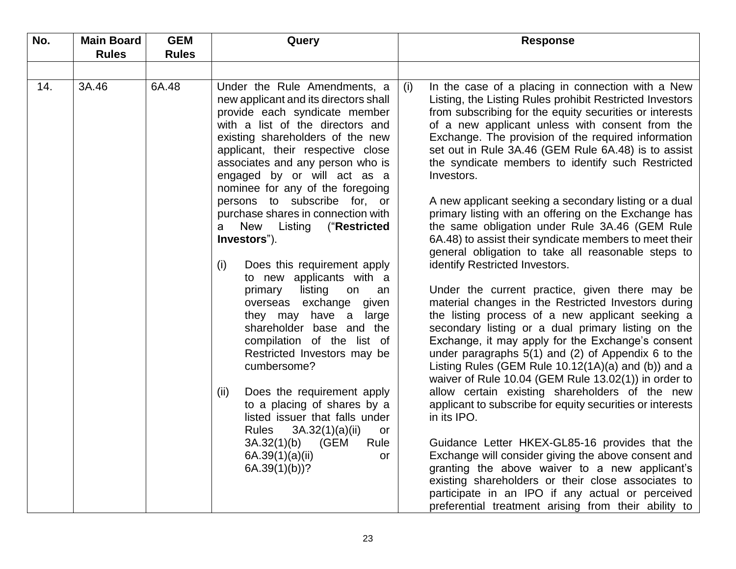| No. | Main Board Rules | GEM Rules | Query | Response |
|---|---|---|---|---|
| | | | | |
| 14. | 3A.46 | 6A.48 | Under the Rule Amendments, a new applicant and its directors shall provide each syndicate member with a list of the directors and existing shareholders of the new applicant, their respective close associates and any person who is engaged by or will act as a nominee for any of the foregoing persons to subscribe for, or purchase shares in connection with a New Listing ("**Restricted Investors**").<br><br>(i) Does this requirement apply to new applicants with a primary listing on an overseas exchange given they may have a large shareholder base and the compilation of the list of Restricted Investors may be cumbersome?<br><br>(ii) Does the requirement apply to a placing of shares by a listed issuer that falls under Rules 3A.32(1)(a)(ii) or 3A.32(1)(b) (GEM Rule 6A.39(1)(a)(ii) or 6A.39(1)(b))? | (i) In the case of a placing in connection with a New Listing, the Listing Rules prohibit Restricted Investors from subscribing for the equity securities or interests of a new applicant unless with consent from the Exchange. The provision of the required information set out in Rule 3A.46 (GEM Rule 6A.48) is to assist the syndicate members to identify such Restricted Investors.<br><br>A new applicant seeking a secondary listing or a dual primary listing with an offering on the Exchange has the same obligation under Rule 3A.46 (GEM Rule 6A.48) to assist their syndicate members to meet their general obligation to take all reasonable steps to identify Restricted Investors.<br><br>Under the current practice, given there may be material changes in the Restricted Investors during the listing process of a new applicant seeking a secondary listing or a dual primary listing on the Exchange, it may apply for the Exchange's consent under paragraphs 5(1) and (2) of Appendix 6 to the Listing Rules (GEM Rule 10.12(1A)(a) and (b)) and a waiver of Rule 10.04 (GEM Rule 13.02(1)) in order to allow certain existing shareholders of the new applicant to subscribe for equity securities or interests in its IPO.<br><br>Guidance Letter HKEX-GL85-16 provides that the Exchange will consider giving the above consent and granting the above waiver to a new applicant's existing shareholders or their close associates to participate in an IPO if any actual or perceived preferential treatment arising from their ability to |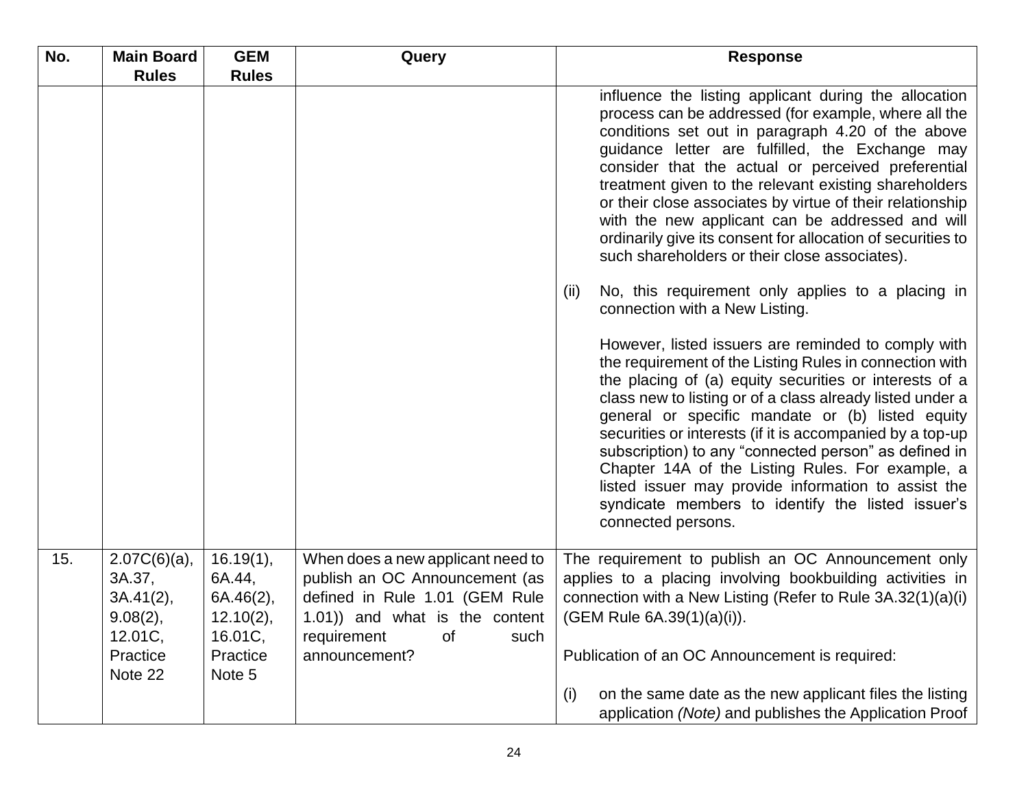| No. | Main Board Rules | GEM Rules | Query | Response |
|---|---|---|---|---|
| | | | | influence the listing applicant during the allocation process can be addressed (for example, where all the conditions set out in paragraph 4.20 of the above guidance letter are fulfilled, the Exchange may consider that the actual or perceived preferential treatment given to the relevant existing shareholders or their close associates by virtue of their relationship with the new applicant can be addressed and will ordinarily give its consent for allocation of securities to such shareholders or their close associates).<br><br>(ii) No, this requirement only applies to a placing in connection with a New Listing.<br><br>However, listed issuers are reminded to comply with the requirement of the Listing Rules in connection with the placing of (a) equity securities or interests of a class new to listing or of a class already listed under a general or specific mandate or (b) listed equity securities or interests (if it is accompanied by a top-up subscription) to any "connected person" as defined in Chapter 14A of the Listing Rules. For example, a listed issuer may provide information to assist the syndicate members to identify the listed issuer's connected persons. |
| 15. | 2.07C(6)(a), 3A.37, 3A.41(2), 9.08(2), 12.01C, Practice Note 22 | 16.19(1), 6A.44, 6A.46(2), 12.10(2), 16.01C, Practice Note 5 | When does a new applicant need to publish an OC Announcement (as defined in Rule 1.01 (GEM Rule 1.01)) and what is the content requirement of such announcement? | The requirement to publish an OC Announcement only applies to a placing involving bookbuilding activities in connection with a New Listing (Refer to Rule 3A.32(1)(a)(i) (GEM Rule 6A.39(1)(a)(i)).<br><br>Publication of an OC Announcement is required:<br><br>(i) on the same date as the new applicant files the listing application *(Note)* and publishes the Application Proof |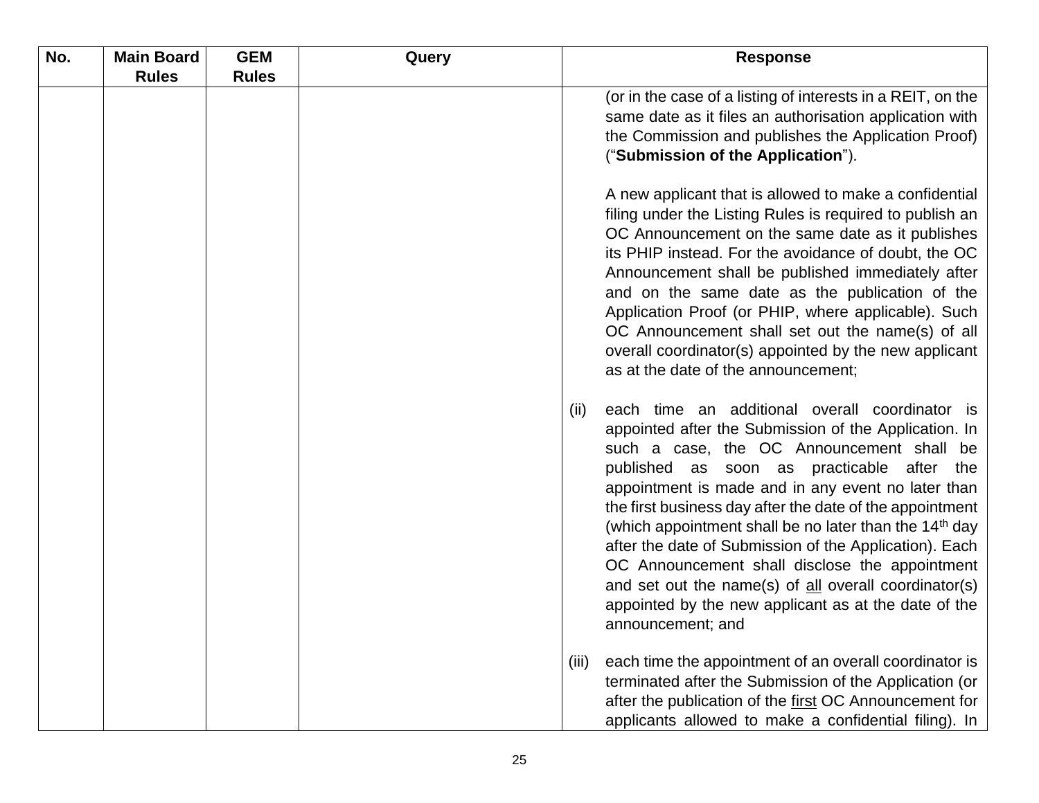| No. | Main Board Rules | GEM Rules | Query | Response |
|---|---|---|---|---|
| | | | | (or in the case of a listing of interests in a REIT, on the same date as it files an authorisation application with the Commission and publishes the Application Proof) ("**Submission of the Application**").<br><br>A new applicant that is allowed to make a confidential filing under the Listing Rules is required to publish an OC Announcement on the same date as it publishes its PHIP instead. For the avoidance of doubt, the OC Announcement shall be published immediately after and on the same date as the publication of the Application Proof (or PHIP, where applicable). Such OC Announcement shall set out the name(s) of all overall coordinator(s) appointed by the new applicant as at the date of the announcement;<br><br>(ii) each time an additional overall coordinator is appointed after the Submission of the Application. In such a case, the OC Announcement shall be published as soon as practicable after the appointment is made and in any event no later than the first business day after the date of the appointment (which appointment shall be no later than the 14th day after the date of Submission of the Application). Each OC Announcement shall disclose the appointment and set out the name(s) of <u>all</u> overall coordinator(s) appointed by the new applicant as at the date of the announcement; and<br><br>(iii) each time the appointment of an overall coordinator is terminated after the Submission of the Application (or after the publication of the <u>first</u> OC Announcement for applicants allowed to make a confidential filing). In |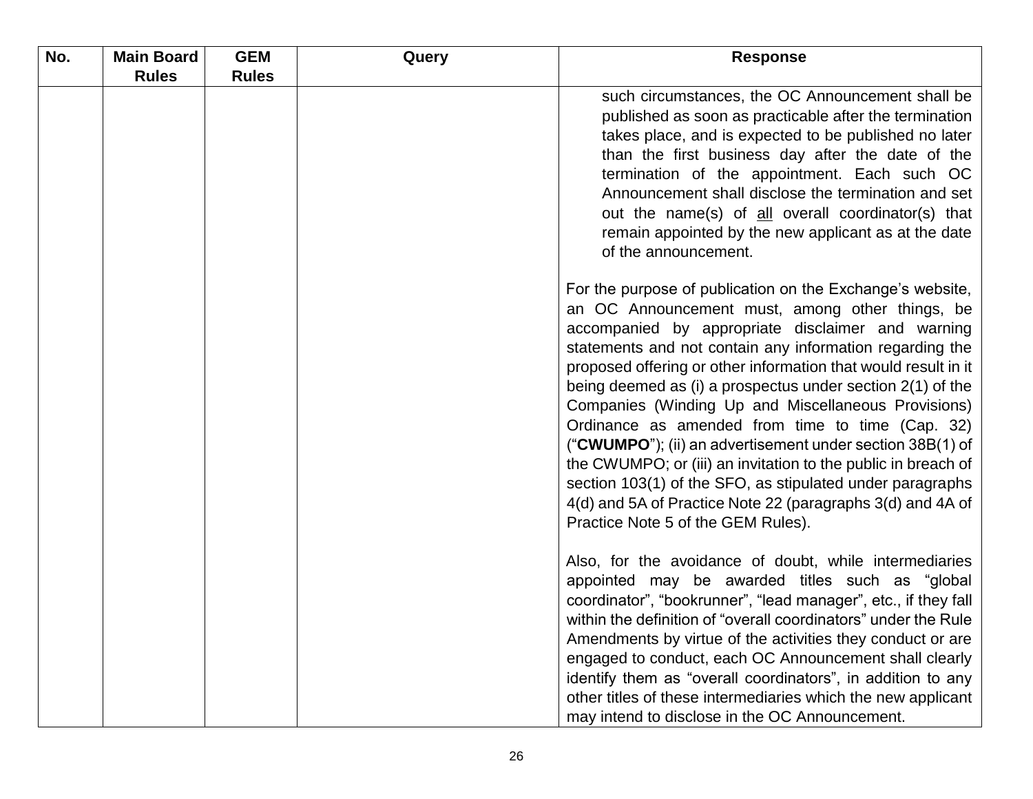| No. | Main Board Rules | GEM Rules | Query | Response |
|---|---|---|---|---|
| | | | | such circumstances, the OC Announcement shall be published as soon as practicable after the termination takes place, and is expected to be published no later than the first business day after the date of the termination of the appointment. Each such OC Announcement shall disclose the termination and set out the name(s) of <u>all</u> overall coordinator(s) that remain appointed by the new applicant as at the date of the announcement.<br><br>For the purpose of publication on the Exchange's website, an OC Announcement must, among other things, be accompanied by appropriate disclaimer and warning statements and not contain any information regarding the proposed offering or other information that would result in it being deemed as (i) a prospectus under section 2(1) of the Companies (Winding Up and Miscellaneous Provisions) Ordinance as amended from time to time (Cap. 32) ("**CWUMPO**"); (ii) an advertisement under section 38B(1) of the CWUMPO; or (iii) an invitation to the public in breach of section 103(1) of the SFO, as stipulated under paragraphs 4(d) and 5A of Practice Note 22 (paragraphs 3(d) and 4A of Practice Note 5 of the GEM Rules).<br><br>Also, for the avoidance of doubt, while intermediaries appointed may be awarded titles such as "global coordinator", "bookrunner", "lead manager", etc., if they fall within the definition of "overall coordinators" under the Rule Amendments by virtue of the activities they conduct or are engaged to conduct, each OC Announcement shall clearly identify them as "overall coordinators", in addition to any other titles of these intermediaries which the new applicant may intend to disclose in the OC Announcement. |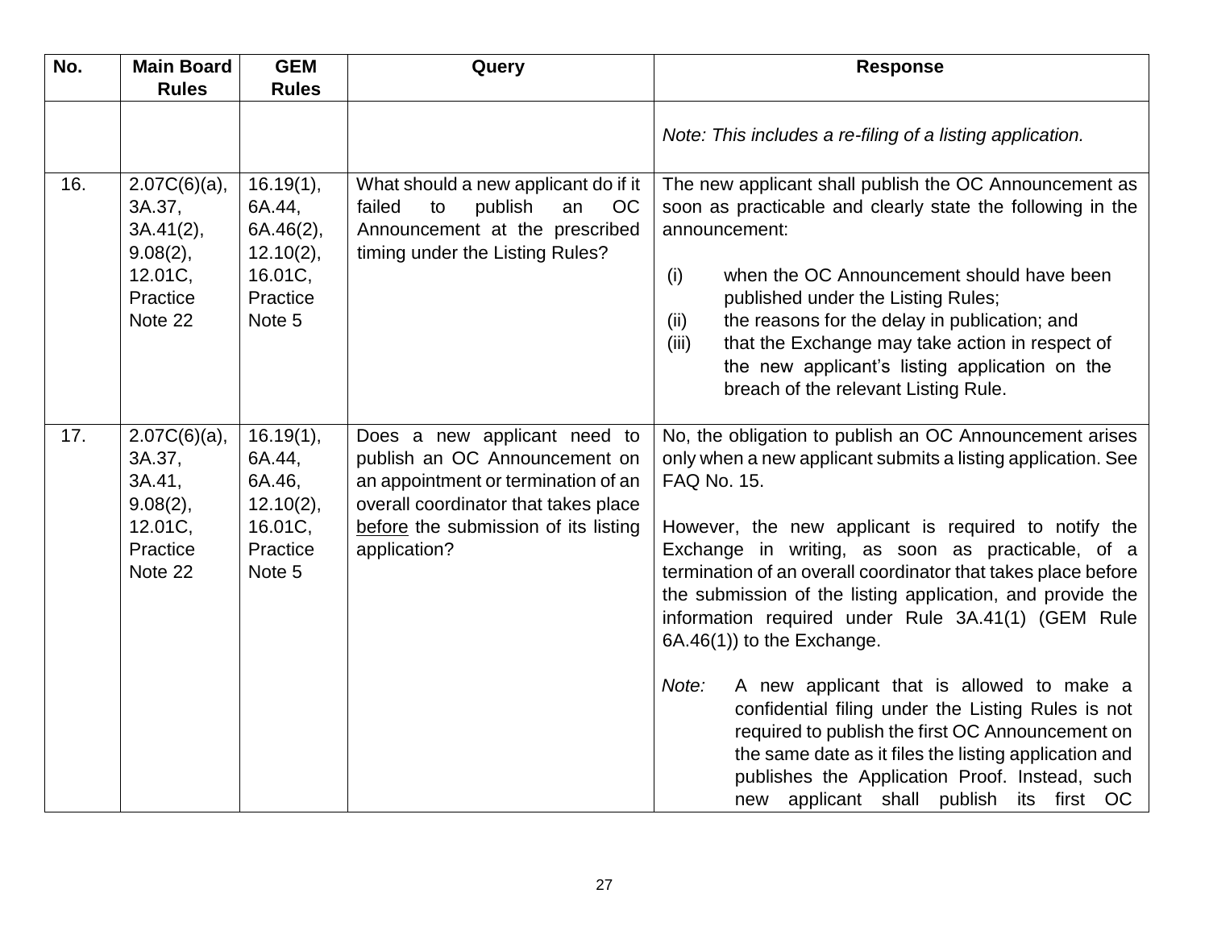| No. | Main Board Rules | GEM Rules | Query | Response |
|---|---|---|---|---|
| | | | | *Note: This includes a re-filing of a listing application.* |
| 16. | 2.07C(6)(a), 3A.37, 3A.41(2), 9.08(2), 12.01C, Practice Note 22 | 16.19(1), 6A.44, 6A.46(2), 12.10(2), 16.01C, Practice Note 5 | What should a new applicant do if it failed to publish an OC Announcement at the prescribed timing under the Listing Rules? | The new applicant shall publish the OC Announcement as soon as practicable and clearly state the following in the announcement:<br><br>(i) when the OC Announcement should have been published under the Listing Rules;<br>(ii) the reasons for the delay in publication; and<br>(iii) that the Exchange may take action in respect of the new applicant's listing application on the breach of the relevant Listing Rule. |
| 17. | 2.07C(6)(a), 3A.37, 3A.41, 9.08(2), 12.01C, Practice Note 22 | 16.19(1), 6A.44, 6A.46, 12.10(2), 16.01C, Practice Note 5 | Does a new applicant need to publish an OC Announcement on an appointment or termination of an overall coordinator that takes place <u>before</u> the submission of its listing application? | No, the obligation to publish an OC Announcement arises only when a new applicant submits a listing application. See FAQ No. 15.<br><br>However, the new applicant is required to notify the Exchange in writing, as soon as practicable, of a termination of an overall coordinator that takes place before the submission of the listing application, and provide the information required under Rule 3A.41(1) (GEM Rule 6A.46(1)) to the Exchange.<br><br>*Note:* A new applicant that is allowed to make a confidential filing under the Listing Rules is not required to publish the first OC Announcement on the same date as it files the listing application and publishes the Application Proof. Instead, such new applicant shall publish its first OC |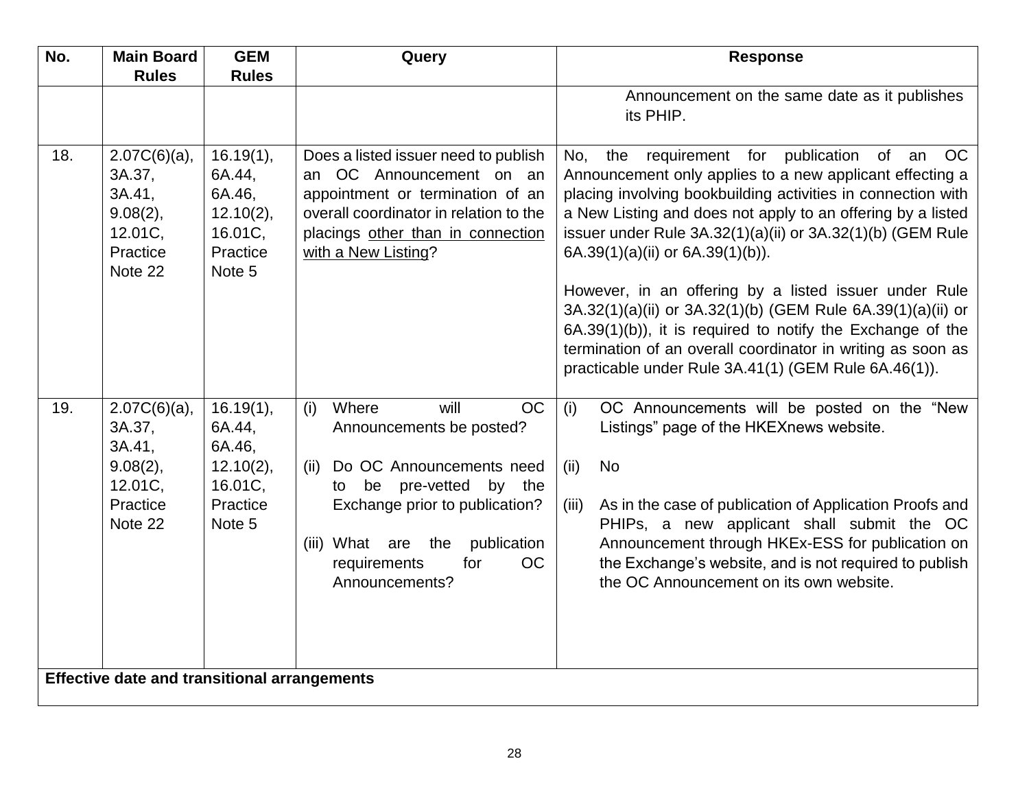| No. | Main Board Rules | GEM Rules | Query | Response |
|---|---|---|---|---|
| | | | | Announcement on the same date as it publishes its PHIP. |
| 18. | 2.07C(6)(a), 3A.37, 3A.41, 9.08(2), 12.01C, Practice Note 22 | 16.19(1), 6A.44, 6A.46, 12.10(2), 16.01C, Practice Note 5 | Does a listed issuer need to publish an OC Announcement on an appointment or termination of an overall coordinator in relation to the placings <u>other than in connection with a New Listing</u>? | No, the requirement for publication of an OC Announcement only applies to a new applicant effecting a placing involving bookbuilding activities in connection with a New Listing and does not apply to an offering by a listed issuer under Rule 3A.32(1)(a)(ii) or 3A.32(1)(b) (GEM Rule 6A.39(1)(a)(ii) or 6A.39(1)(b)).<br><br>However, in an offering by a listed issuer under Rule 3A.32(1)(a)(ii) or 3A.32(1)(b) (GEM Rule 6A.39(1)(a)(ii) or 6A.39(1)(b)), it is required to notify the Exchange of the termination of an overall coordinator in writing as soon as practicable under Rule 3A.41(1) (GEM Rule 6A.46(1)). |
| 19. | 2.07C(6)(a), 3A.37, 3A.41, 9.08(2), 12.01C, Practice Note 22 | 16.19(1), 6A.44, 6A.46, 12.10(2), 16.01C, Practice Note 5 | (i) Where will OC Announcements be posted?<br><br>(ii) Do OC Announcements need to be pre-vetted by the Exchange prior to publication?<br><br>(iii) What are the publication requirements for OC Announcements? | (i) OC Announcements will be posted on the "New Listings" page of the HKEXnews website.<br><br>(ii) No<br><br>(iii) As in the case of publication of Application Proofs and PHIPs, a new applicant shall submit the OC Announcement through HKEx-ESS for publication on the Exchange's website, and is not required to publish the OC Announcement on its own website. |
| **Effective date and transitional arrangements** | | | | |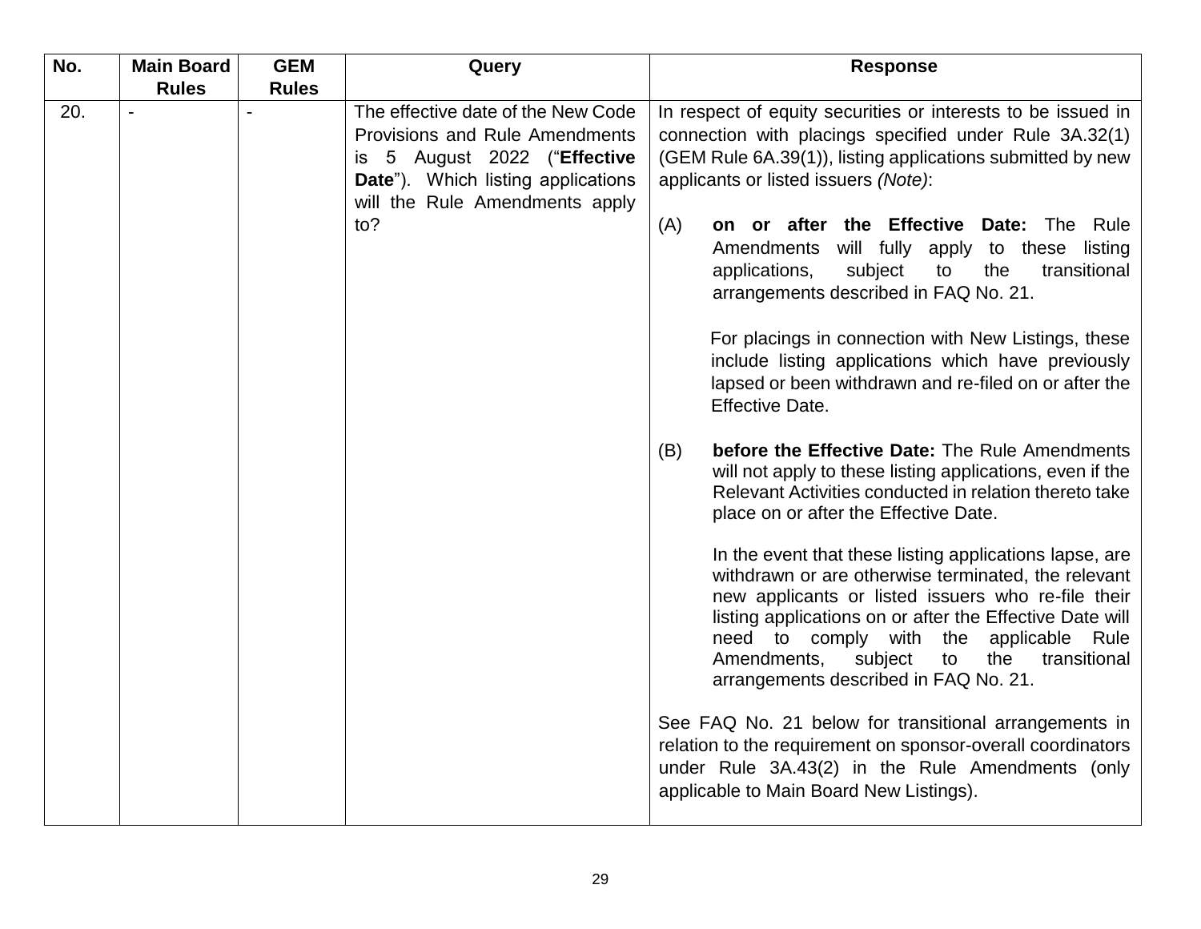| No. | Main Board Rules | GEM Rules | Query | Response |
|---|---|---|---|---|
| 20. | - | - | The effective date of the New Code Provisions and Rule Amendments is 5 August 2022 ("**Effective Date**"). Which listing applications will the Rule Amendments apply to? | In respect of equity securities or interests to be issued in connection with placings specified under Rule 3A.32(1) (GEM Rule 6A.39(1)), listing applications submitted by new applicants or listed issuers *(Note)*:<br><br>(A) **on or after the Effective Date:** The Rule Amendments will fully apply to these listing applications, subject to the transitional arrangements described in FAQ No. 21.<br><br>For placings in connection with New Listings, these include listing applications which have previously lapsed or been withdrawn and re-filed on or after the Effective Date.<br><br>(B) **before the Effective Date:** The Rule Amendments will not apply to these listing applications, even if the Relevant Activities conducted in relation thereto take place on or after the Effective Date.<br><br>In the event that these listing applications lapse, are withdrawn or are otherwise terminated, the relevant new applicants or listed issuers who re-file their listing applications on or after the Effective Date will need to comply with the applicable Rule Amendments, subject to the transitional arrangements described in FAQ No. 21.<br><br>See FAQ No. 21 below for transitional arrangements in relation to the requirement on sponsor-overall coordinators under Rule 3A.43(2) in the Rule Amendments (only applicable to Main Board New Listings). |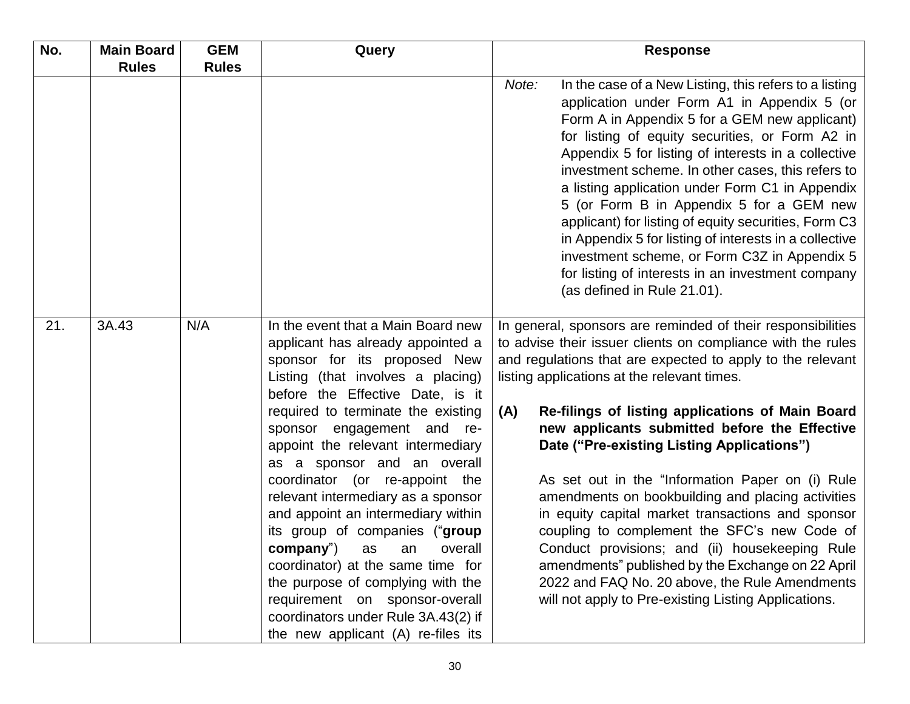| No. | Main Board Rules | GEM Rules | Query | Response |
| --- | --- | --- | --- | --- |
| | | | | *Note:* In the case of a New Listing, this refers to a listing application under Form A1 in Appendix 5 (or Form A in Appendix 5 for a GEM new applicant) for listing of equity securities, or Form A2 in Appendix 5 for listing of interests in a collective investment scheme. In other cases, this refers to a listing application under Form C1 in Appendix 5 (or Form B in Appendix 5 for a GEM new applicant) for listing of equity securities, Form C3 in Appendix 5 for listing of interests in a collective investment scheme, or Form C3Z in Appendix 5 for listing of interests in an investment company (as defined in Rule 21.01). |
| 21. | 3A.43 | N/A | In the event that a Main Board new applicant has already appointed a sponsor for its proposed New Listing (that involves a placing) before the Effective Date, is it required to terminate the existing sponsor engagement and re-appoint the relevant intermediary as a sponsor and an overall coordinator (or re-appoint the relevant intermediary as a sponsor and appoint an intermediary within its group of companies ("**group company**") as an overall coordinator) at the same time for the purpose of complying with the requirement on sponsor-overall coordinators under Rule 3A.43(2) if the new applicant (A) re-files its | In general, sponsors are reminded of their responsibilities to advise their issuer clients on compliance with the rules and regulations that are expected to apply to the relevant listing applications at the relevant times.<br><br>**(A) Re-filings of listing applications of Main Board new applicants submitted before the Effective Date ("Pre-existing Listing Applications")**<br><br>As set out in the "Information Paper on (i) Rule amendments on bookbuilding and placing activities in equity capital market transactions and sponsor coupling to complement the SFC's new Code of Conduct provisions; and (ii) housekeeping Rule amendments" published by the Exchange on 22 April 2022 and FAQ No. 20 above, the Rule Amendments will not apply to Pre-existing Listing Applications. |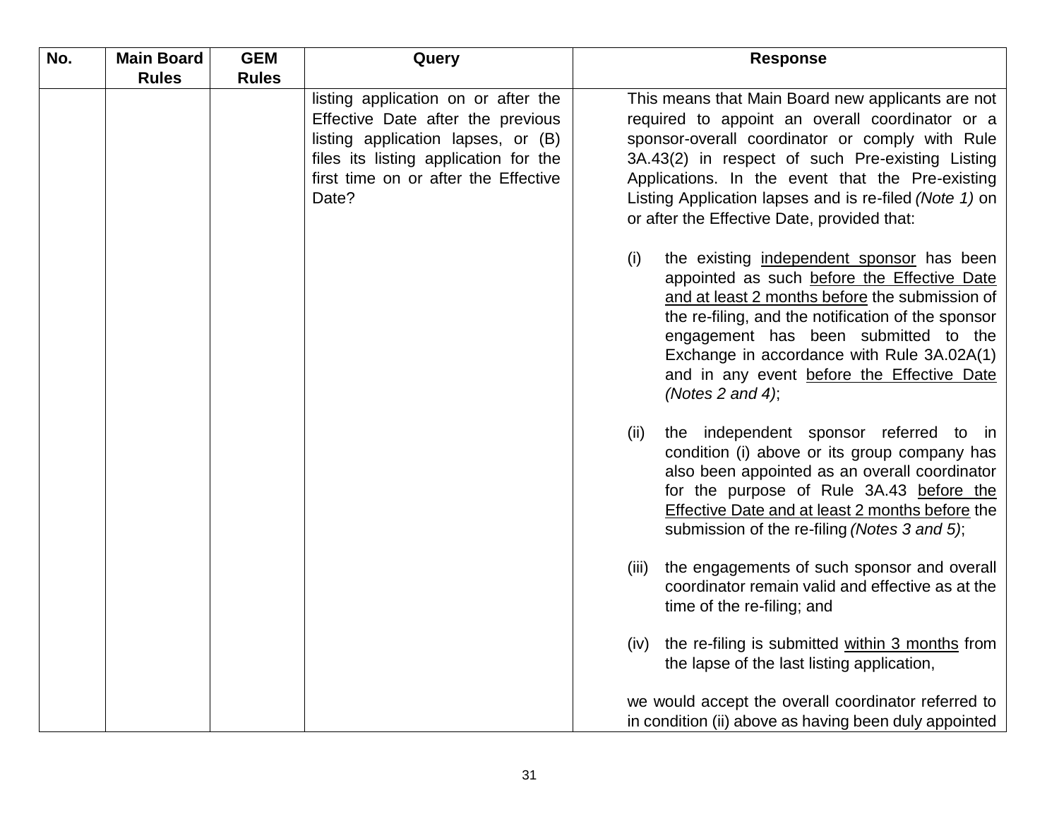| No. | Main Board Rules | GEM Rules | Query | Response |
|---|---|---|---|---|
| | | | listing application on or after the Effective Date after the previous listing application lapses, or (B) files its listing application for the first time on or after the Effective Date? | This means that Main Board new applicants are not required to appoint an overall coordinator or a sponsor-overall coordinator or comply with Rule 3A.43(2) in respect of such Pre-existing Listing Applications. In the event that the Pre-existing Listing Application lapses and is re-filed *(Note 1)* on or after the Effective Date, provided that:<br><br>(i) the existing <u>independent sponsor</u> has been appointed as such <u>before the Effective Date and at least 2 months before</u> the submission of the re-filing, and the notification of the sponsor engagement has been submitted to the Exchange in accordance with Rule 3A.02A(1) and in any event <u>before the Effective Date</u> *(Notes 2 and 4)*;<br><br>(ii) the independent sponsor referred to in condition (i) above or its group company has also been appointed as an overall coordinator for the purpose of Rule 3A.43 <u>before the Effective Date and at least 2 months before</u> the submission of the re-filing *(Notes 3 and 5)*;<br><br>(iii) the engagements of such sponsor and overall coordinator remain valid and effective as at the time of the re-filing; and<br><br>(iv) the re-filing is submitted <u>within 3 months</u> from the lapse of the last listing application,<br><br>we would accept the overall coordinator referred to in condition (ii) above as having been duly appointed |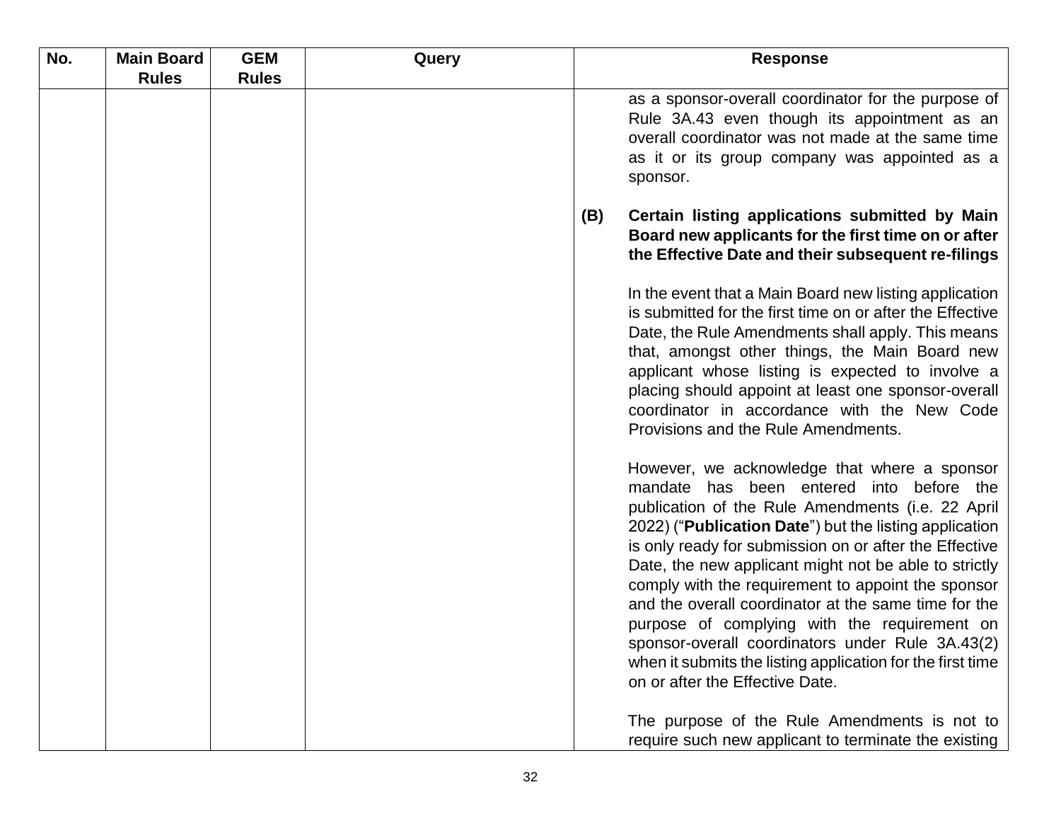| No. | Main Board Rules | GEM Rules | Query | Response |
|---|---|---|---|---|
| | | | | as a sponsor-overall coordinator for the purpose of Rule 3A.43 even though its appointment as an overall coordinator was not made at the same time as it or its group company was appointed as a sponsor.<br><br>**(B) Certain listing applications submitted by Main Board new applicants for the first time on or after the Effective Date and their subsequent re-filings**<br><br>In the event that a Main Board new listing application is submitted for the first time on or after the Effective Date, the Rule Amendments shall apply. This means that, amongst other things, the Main Board new applicant whose listing is expected to involve a placing should appoint at least one sponsor-overall coordinator in accordance with the New Code Provisions and the Rule Amendments.<br><br>However, we acknowledge that where a sponsor mandate has been entered into before the publication of the Rule Amendments (i.e. 22 April 2022) ("**Publication Date**") but the listing application is only ready for submission on or after the Effective Date, the new applicant might not be able to strictly comply with the requirement to appoint the sponsor and the overall coordinator at the same time for the purpose of complying with the requirement on sponsor-overall coordinators under Rule 3A.43(2) when it submits the listing application for the first time on or after the Effective Date.<br><br>The purpose of the Rule Amendments is not to require such new applicant to terminate the existing |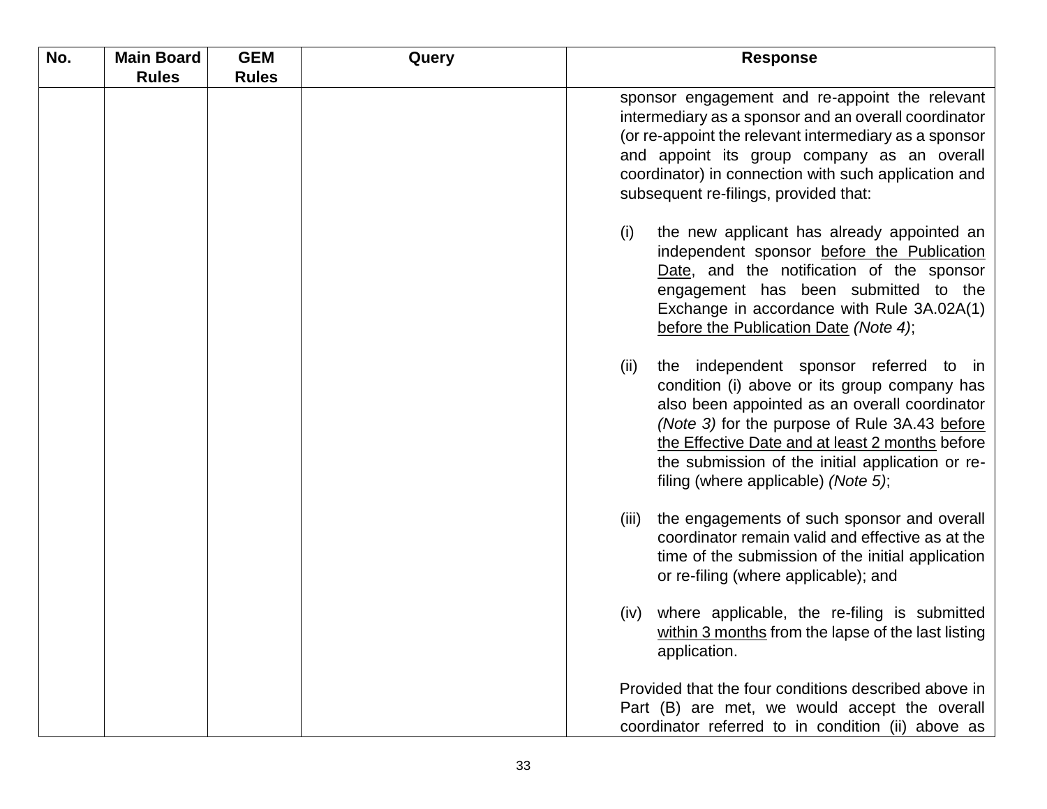| No. | Main Board Rules | GEM Rules | Query | Response |
|---|---|---|---|---|
| | | | | sponsor engagement and re-appoint the relevant intermediary as a sponsor and an overall coordinator (or re-appoint the relevant intermediary as a sponsor and appoint its group company as an overall coordinator) in connection with such application and subsequent re-filings, provided that:<br><br>(i) the new applicant has already appointed an independent sponsor <u>before the Publication Date</u>, and the notification of the sponsor engagement has been submitted to the Exchange in accordance with Rule 3A.02A(1) <u>before the Publication Date</u> *(Note 4)*;<br><br>(ii) the independent sponsor referred to in condition (i) above or its group company has also been appointed as an overall coordinator *(Note 3)* for the purpose of Rule 3A.43 <u>before the Effective Date and at least 2 months</u> before the submission of the initial application or re-filing (where applicable) *(Note 5)*;<br><br>(iii) the engagements of such sponsor and overall coordinator remain valid and effective as at the time of the submission of the initial application or re-filing (where applicable); and<br><br>(iv) where applicable, the re-filing is submitted <u>within 3 months</u> from the lapse of the last listing application.<br><br>Provided that the four conditions described above in Part (B) are met, we would accept the overall coordinator referred to in condition (ii) above as |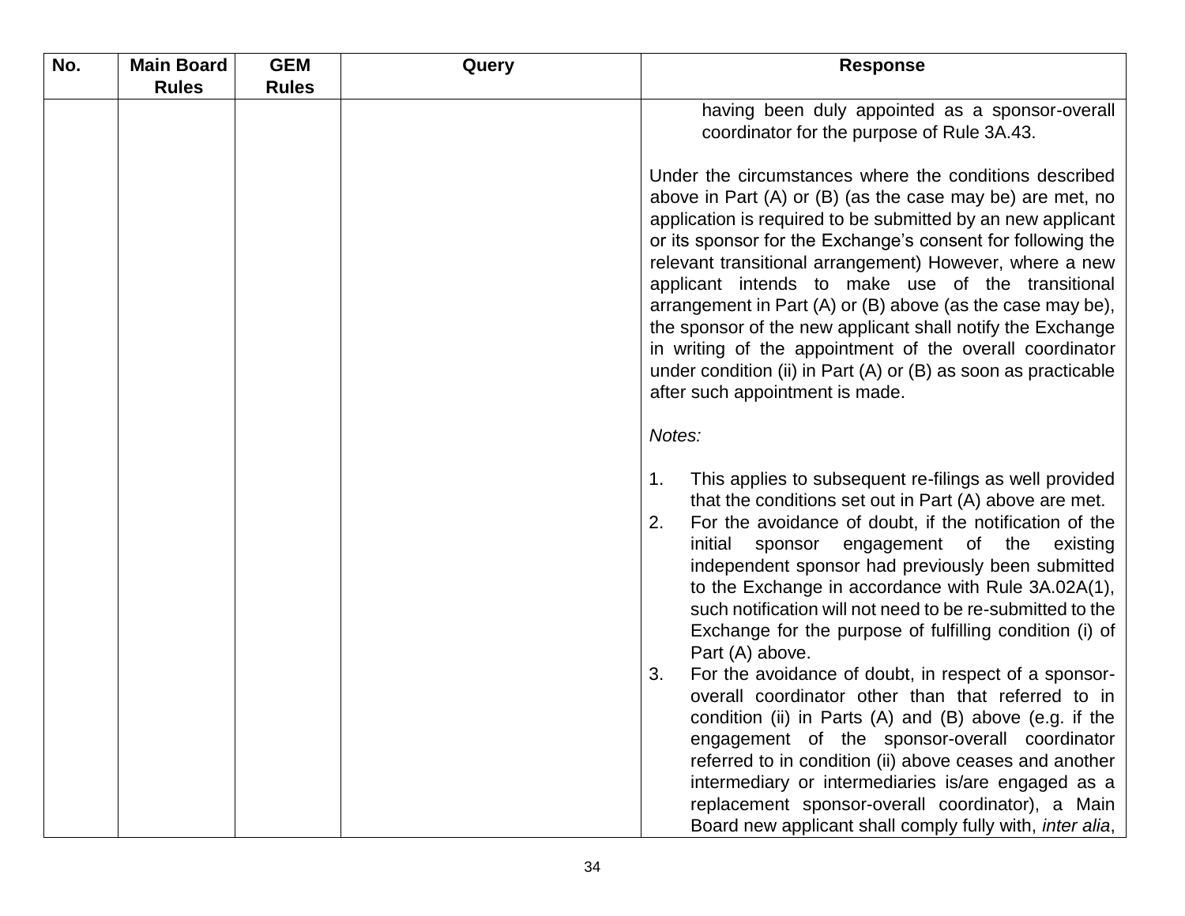| No. | Main Board Rules | GEM Rules | Query | Response |
|---|---|---|---|---|
| | | | | having been duly appointed as a sponsor-overall coordinator for the purpose of Rule 3A.43.<br><br>Under the circumstances where the conditions described above in Part (A) or (B) (as the case may be) are met, no application is required to be submitted by an new applicant or its sponsor for the Exchange's consent for following the relevant transitional arrangement) However, where a new applicant intends to make use of the transitional arrangement in Part (A) or (B) above (as the case may be), the sponsor of the new applicant shall notify the Exchange in writing of the appointment of the overall coordinator under condition (ii) in Part (A) or (B) as soon as practicable after such appointment is made.<br><br>*Notes:*<br><br>1. This applies to subsequent re-filings as well provided that the conditions set out in Part (A) above are met.<br>2. For the avoidance of doubt, if the notification of the initial sponsor engagement of the existing independent sponsor had previously been submitted to the Exchange in accordance with Rule 3A.02A(1), such notification will not need to be re-submitted to the Exchange for the purpose of fulfilling condition (i) of Part (A) above.<br>3. For the avoidance of doubt, in respect of a sponsor-overall coordinator other than that referred to in condition (ii) in Parts (A) and (B) above (e.g. if the engagement of the sponsor-overall coordinator referred to in condition (ii) above ceases and another intermediary or intermediaries is/are engaged as a replacement sponsor-overall coordinator), a Main Board new applicant shall comply fully with, *inter alia*, |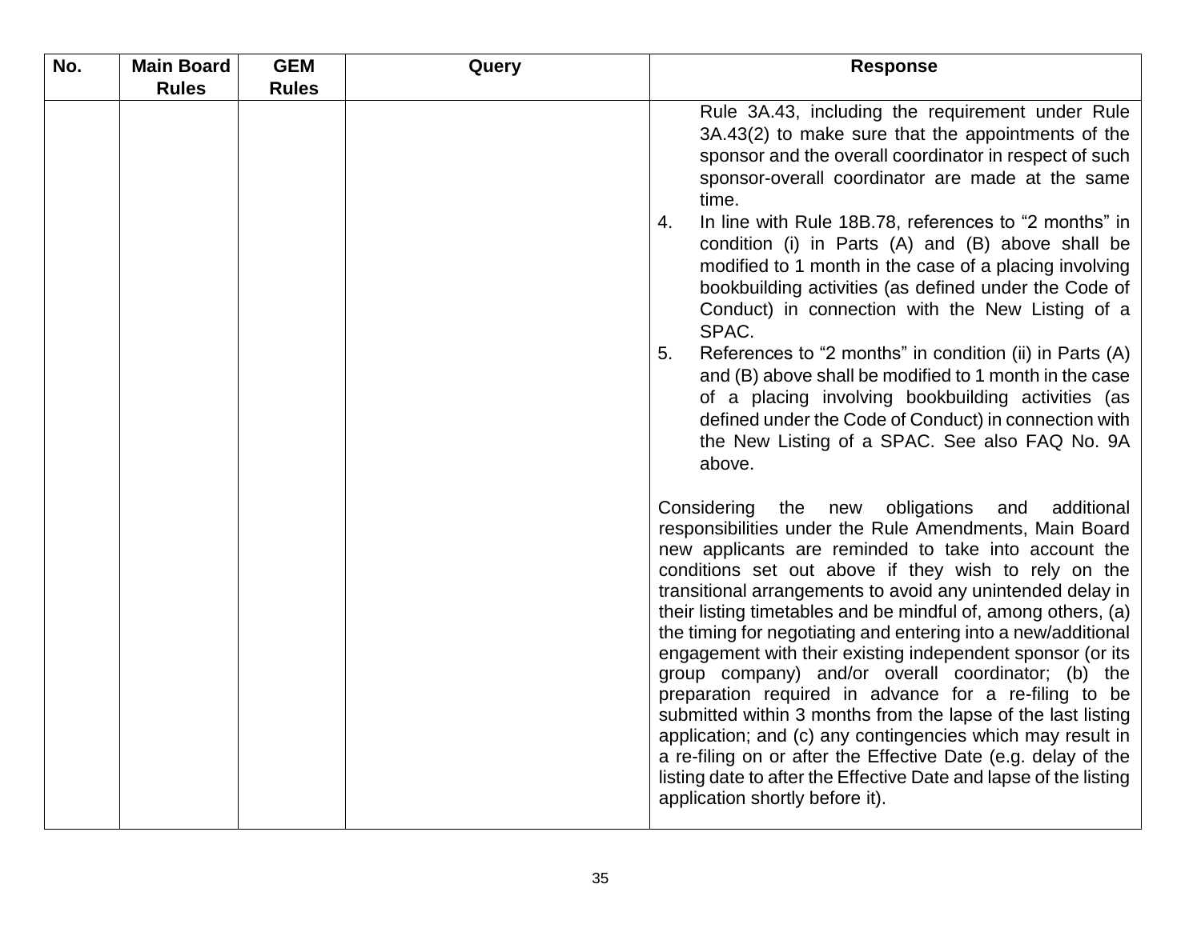| No. | Main Board Rules | GEM Rules | Query | Response |
|---|---|---|---|---|
| | | | | Rule 3A.43, including the requirement under Rule 3A.43(2) to make sure that the appointments of the sponsor and the overall coordinator in respect of such sponsor-overall coordinator are made at the same time.<br>4. In line with Rule 18B.78, references to "2 months" in condition (i) in Parts (A) and (B) above shall be modified to 1 month in the case of a placing involving bookbuilding activities (as defined under the Code of Conduct) in connection with the New Listing of a SPAC.<br>5. References to "2 months" in condition (ii) in Parts (A) and (B) above shall be modified to 1 month in the case of a placing involving bookbuilding activities (as defined under the Code of Conduct) in connection with the New Listing of a SPAC. See also FAQ No. 9A above.<br><br>Considering the new obligations and additional responsibilities under the Rule Amendments, Main Board new applicants are reminded to take into account the conditions set out above if they wish to rely on the transitional arrangements to avoid any unintended delay in their listing timetables and be mindful of, among others, (a) the timing for negotiating and entering into a new/additional engagement with their existing independent sponsor (or its group company) and/or overall coordinator; (b) the preparation required in advance for a re-filing to be submitted within 3 months from the lapse of the last listing application; and (c) any contingencies which may result in a re-filing on or after the Effective Date (e.g. delay of the listing date to after the Effective Date and lapse of the listing application shortly before it). |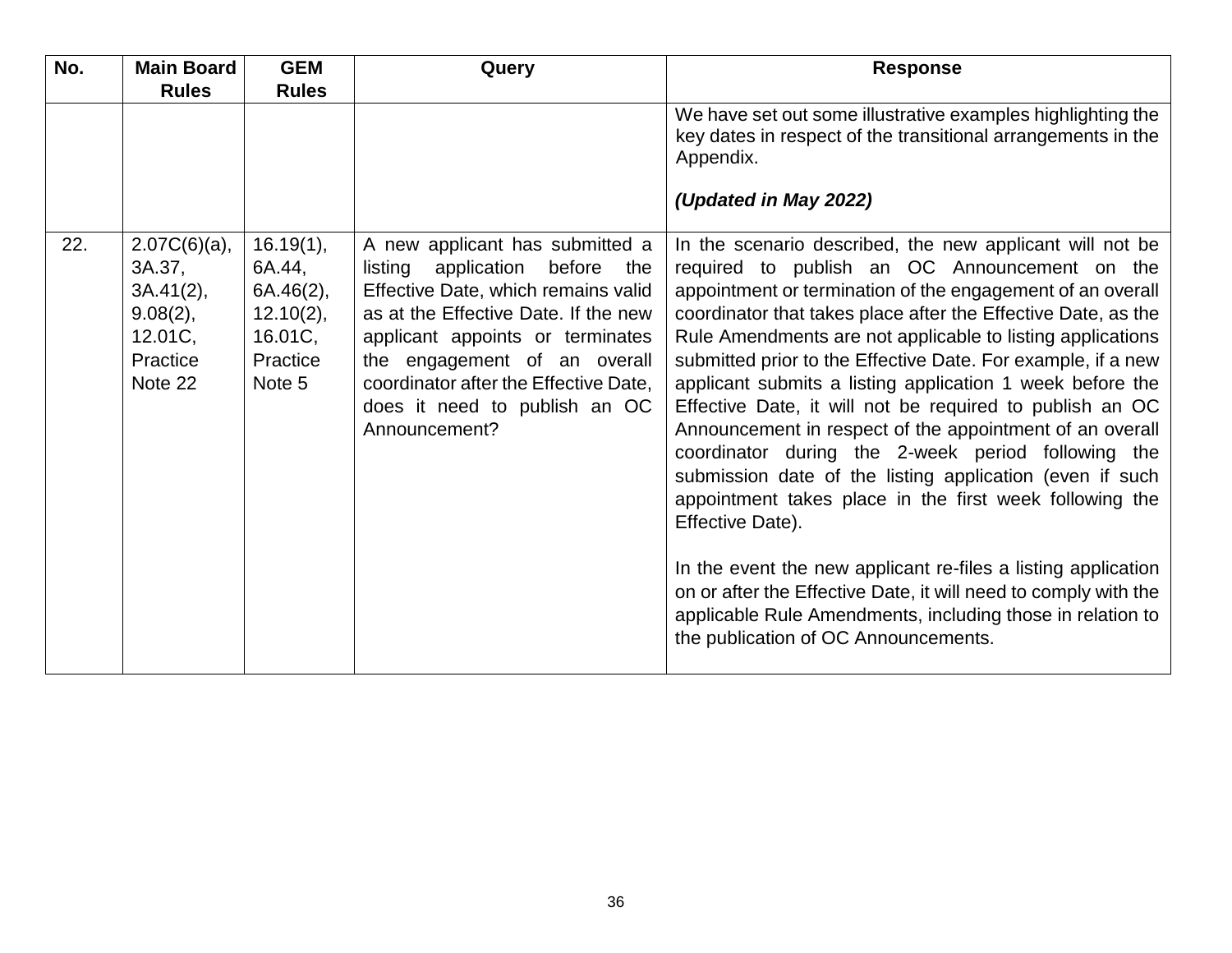| No. | Main Board Rules | GEM Rules | Query | Response |
|---|---|---|---|---|
| | | | | We have set out some illustrative examples highlighting the key dates in respect of the transitional arrangements in the Appendix.<br><br>***(Updated in May 2022)*** |
| 22. | 2.07C(6)(a), 3A.37, 3A.41(2), 9.08(2), 12.01C, Practice Note 22 | 16.19(1), 6A.44, 6A.46(2), 12.10(2), 16.01C, Practice Note 5 | A new applicant has submitted a listing application before the Effective Date, which remains valid as at the Effective Date. If the new applicant appoints or terminates the engagement of an overall coordinator after the Effective Date, does it need to publish an OC Announcement? | In the scenario described, the new applicant will not be required to publish an OC Announcement on the appointment or termination of the engagement of an overall coordinator that takes place after the Effective Date, as the Rule Amendments are not applicable to listing applications submitted prior to the Effective Date. For example, if a new applicant submits a listing application 1 week before the Effective Date, it will not be required to publish an OC Announcement in respect of the appointment of an overall coordinator during the 2-week period following the submission date of the listing application (even if such appointment takes place in the first week following the Effective Date).<br><br>In the event the new applicant re-files a listing application on or after the Effective Date, it will need to comply with the applicable Rule Amendments, including those in relation to the publication of OC Announcements. |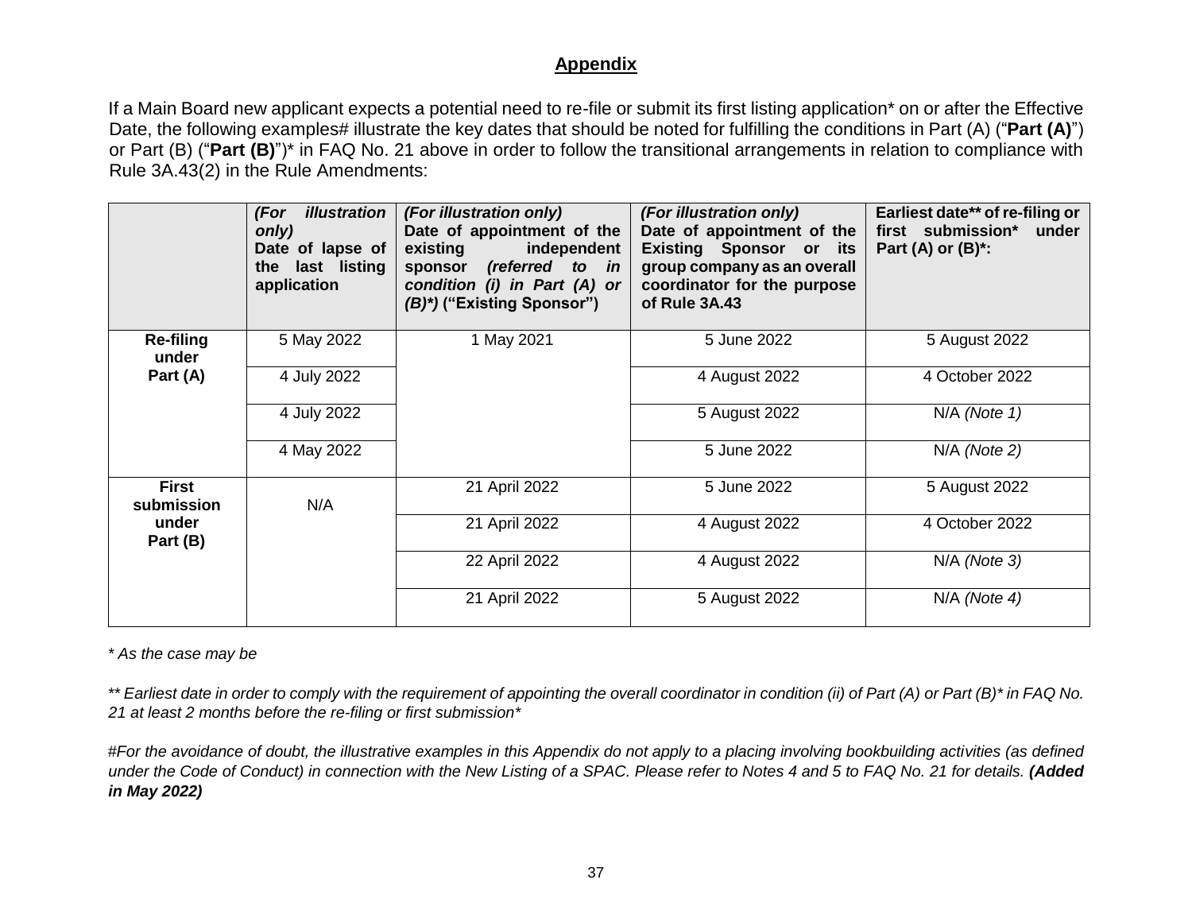## Appendix

If a Main Board new applicant expects a potential need to re-file or submit its first listing application* on or after the Effective Date, the following examples# illustrate the key dates that should be noted for fulfilling the conditions in Part (A) ("**Part (A)**") or Part (B) ("**Part (B)**")* in FAQ No. 21 above in order to follow the transitional arrangements in relation to compliance with Rule 3A.43(2) in the Rule Amendments:

| | ***(For illustration only)*** **Date of lapse of the last listing application** | ***(For illustration only)*** **Date of appointment of the existing independent sponsor** ***(referred to in condition (i) in Part (A) or (B)*)*** **("Existing Sponsor")** | ***(For illustration only)*** **Date of appointment of the Existing Sponsor or its group company as an overall coordinator for the purpose of Rule 3A.43** | **Earliest date** of re-filing or first submission* under Part (A) or (B)*:** |
|---|---|---|---|---|
| **Re-filing under Part (A)** | 5 May 2022 | 1 May 2021 | 5 June 2022 | 5 August 2022 |
| | 4 July 2022 | | 4 August 2022 | 4 October 2022 |
| | 4 July 2022 | | 5 August 2022 | N/A *(Note 1)* |
| | 4 May 2022 | | 5 June 2022 | N/A *(Note 2)* |
| **First submission under Part (B)** | N/A | 21 April 2022 | 5 June 2022 | 5 August 2022 |
| | | 21 April 2022 | 4 August 2022 | 4 October 2022 |
| | | 22 April 2022 | 4 August 2022 | N/A *(Note 3)* |
| | | 21 April 2022 | 5 August 2022 | N/A *(Note 4)* |

*\* As the case may be*

*\*\* Earliest date in order to comply with the requirement of appointing the overall coordinator in condition (ii) of Part (A) or Part (B)* in FAQ No. 21 at least 2 months before the re-filing or first submission**

*#For the avoidance of doubt, the illustrative examples in this Appendix do not apply to a placing involving bookbuilding activities (as defined under the Code of Conduct) in connection with the New Listing of a SPAC. Please refer to Notes 4 and 5 to FAQ No. 21 for details.* ***(Added in May 2022)***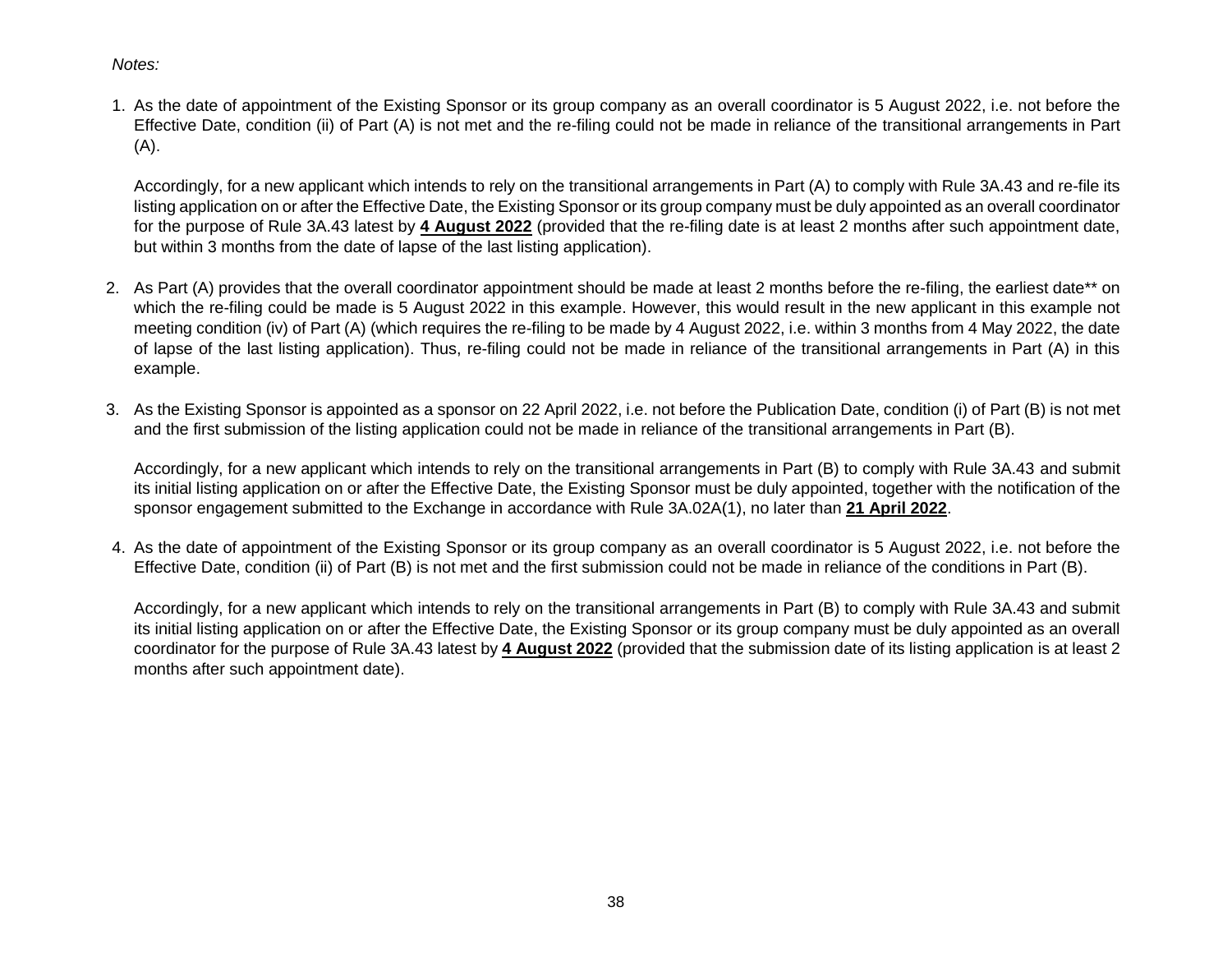*Notes:*

1. As the date of appointment of the Existing Sponsor or its group company as an overall coordinator is 5 August 2022, i.e. not before the Effective Date, condition (ii) of Part (A) is not met and the re-filing could not be made in reliance of the transitional arrangements in Part (A).

   Accordingly, for a new applicant which intends to rely on the transitional arrangements in Part (A) to comply with Rule 3A.43 and re-file its listing application on or after the Effective Date, the Existing Sponsor or its group company must be duly appointed as an overall coordinator for the purpose of Rule 3A.43 latest by **<u>4 August 2022</u>** (provided that the re-filing date is at least 2 months after such appointment date, but within 3 months from the date of lapse of the last listing application).

2. As Part (A) provides that the overall coordinator appointment should be made at least 2 months before the re-filing, the earliest date** on which the re-filing could be made is 5 August 2022 in this example. However, this would result in the new applicant in this example not meeting condition (iv) of Part (A) (which requires the re-filing to be made by 4 August 2022, i.e. within 3 months from 4 May 2022, the date of lapse of the last listing application). Thus, re-filing could not be made in reliance of the transitional arrangements in Part (A) in this example.

3. As the Existing Sponsor is appointed as a sponsor on 22 April 2022, i.e. not before the Publication Date, condition (i) of Part (B) is not met and the first submission of the listing application could not be made in reliance of the transitional arrangements in Part (B).

   Accordingly, for a new applicant which intends to rely on the transitional arrangements in Part (B) to comply with Rule 3A.43 and submit its initial listing application on or after the Effective Date, the Existing Sponsor must be duly appointed, together with the notification of the sponsor engagement submitted to the Exchange in accordance with Rule 3A.02A(1), no later than **<u>21 April 2022</u>**.

4. As the date of appointment of the Existing Sponsor or its group company as an overall coordinator is 5 August 2022, i.e. not before the Effective Date, condition (ii) of Part (B) is not met and the first submission could not be made in reliance of the conditions in Part (B).

   Accordingly, for a new applicant which intends to rely on the transitional arrangements in Part (B) to comply with Rule 3A.43 and submit its initial listing application on or after the Effective Date, the Existing Sponsor or its group company must be duly appointed as an overall coordinator for the purpose of Rule 3A.43 latest by **<u>4 August 2022</u>** (provided that the submission date of its listing application is at least 2 months after such appointment date).